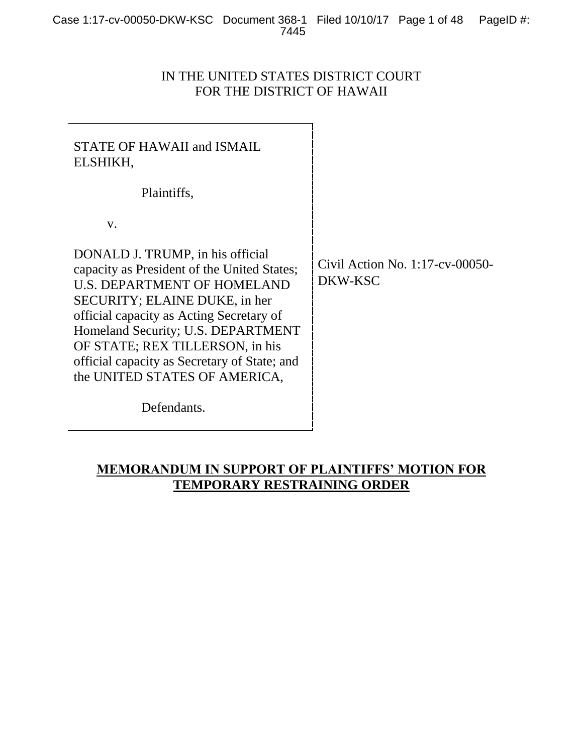IN THE UNITED STATES DISTRICT COURT
FOR THE DISTRICT OF HAWAII

| | |
|---|---|
| STATE OF HAWAII and ISMAIL ELSHIKH,<br><br>Plaintiffs,<br><br>v.<br><br>DONALD J. TRUMP, in his official capacity as President of the United States; U.S. DEPARTMENT OF HOMELAND SECURITY; ELAINE DUKE, in her official capacity as Acting Secretary of Homeland Security; U.S. DEPARTMENT OF STATE; REX TILLERSON, in his official capacity as Secretary of State; and the UNITED STATES OF AMERICA,<br><br>Defendants. | Civil Action No. 1:17-cv-00050-DKW-KSC |

**MEMORANDUM IN SUPPORT OF PLAINTIFFS' MOTION FOR TEMPORARY RESTRAINING ORDER**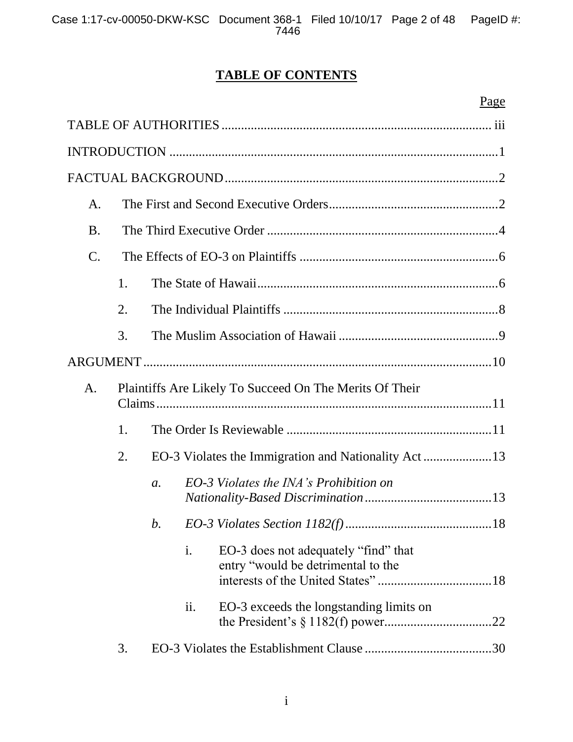# TABLE OF CONTENTS

| | Page |
|---|---|
| TABLE OF AUTHORITIES | iii |
| INTRODUCTION | 1 |
| FACTUAL BACKGROUND | 2 |
| A. The First and Second Executive Orders | 2 |
| B. The Third Executive Order | 4 |
| C. The Effects of EO-3 on Plaintiffs | 6 |
| 1. The State of Hawaii | 6 |
| 2. The Individual Plaintiffs | 8 |
| 3. The Muslim Association of Hawaii | 9 |
| ARGUMENT | 10 |
| A. Plaintiffs Are Likely To Succeed On The Merits Of Their Claims | 11 |
| 1. The Order Is Reviewable | 11 |
| 2. EO-3 Violates the Immigration and Nationality Act | 13 |
| *a. EO-3 Violates the INA's Prohibition on Nationality-Based Discrimination* | 13 |
| *b. EO-3 Violates Section 1182(f)* | 18 |
| i. EO-3 does not adequately "find" that entry "would be detrimental to the interests of the United States" | 18 |
| ii. EO-3 exceeds the longstanding limits on the President's § 1182(f) power | 22 |
| 3. EO-3 Violates the Establishment Clause | 30 |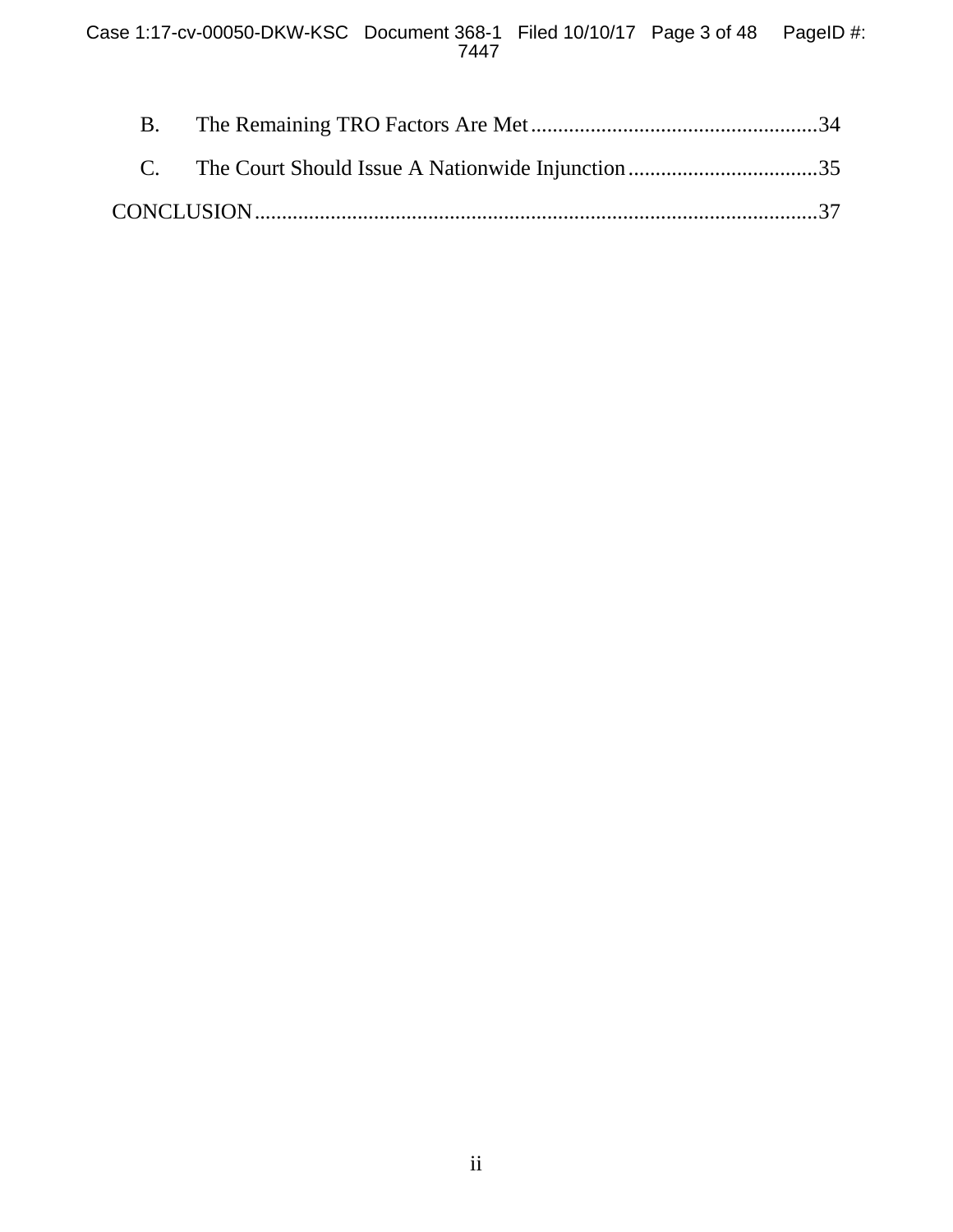B. The Remaining TRO Factors Are Met ..................................................... 34

C. The Court Should Issue A Nationwide Injunction ................................... 35

CONCLUSION ........................................................................................................ 37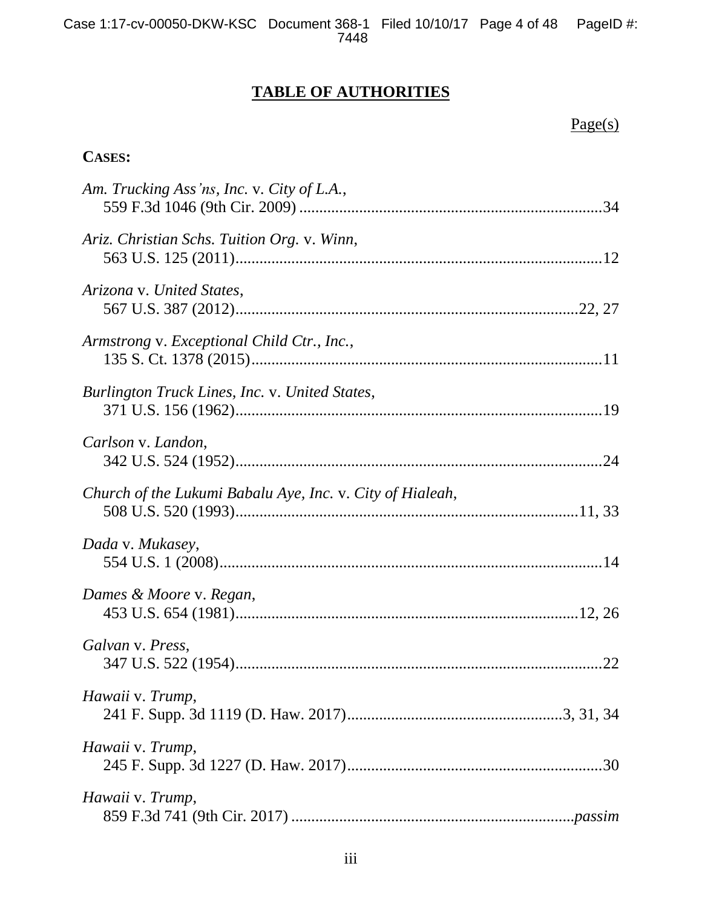## TABLE OF AUTHORITIES

Page(s)

**CASES:**

*Am. Trucking Ass'ns, Inc.* v. *City of L.A.*,
559 F.3d 1046 (9th Cir. 2009) ....................................................34

*Ariz. Christian Schs. Tuition Org.* v. *Winn*,
563 U.S. 125 (2011)....................................................12

*Arizona* v. *United States*,
567 U.S. 387 (2012)....................................................22, 27

*Armstrong* v. *Exceptional Child Ctr., Inc.*,
135 S. Ct. 1378 (2015)....................................................11

*Burlington Truck Lines, Inc.* v. *United States*,
371 U.S. 156 (1962)....................................................19

*Carlson* v. *Landon*,
342 U.S. 524 (1952)....................................................24

*Church of the Lukumi Babalu Aye, Inc.* v. *City of Hialeah*,
508 U.S. 520 (1993)....................................................11, 33

*Dada* v. *Mukasey*,
554 U.S. 1 (2008)....................................................14

*Dames & Moore* v. *Regan*,
453 U.S. 654 (1981)....................................................12, 26

*Galvan* v. *Press*,
347 U.S. 522 (1954)....................................................22

*Hawaii* v. *Trump*,
241 F. Supp. 3d 1119 (D. Haw. 2017)....................................................3, 31, 34

*Hawaii* v. *Trump*,
245 F. Supp. 3d 1227 (D. Haw. 2017)....................................................30

*Hawaii* v. *Trump*,
859 F.3d 741 (9th Cir. 2017) ....................................................*passim*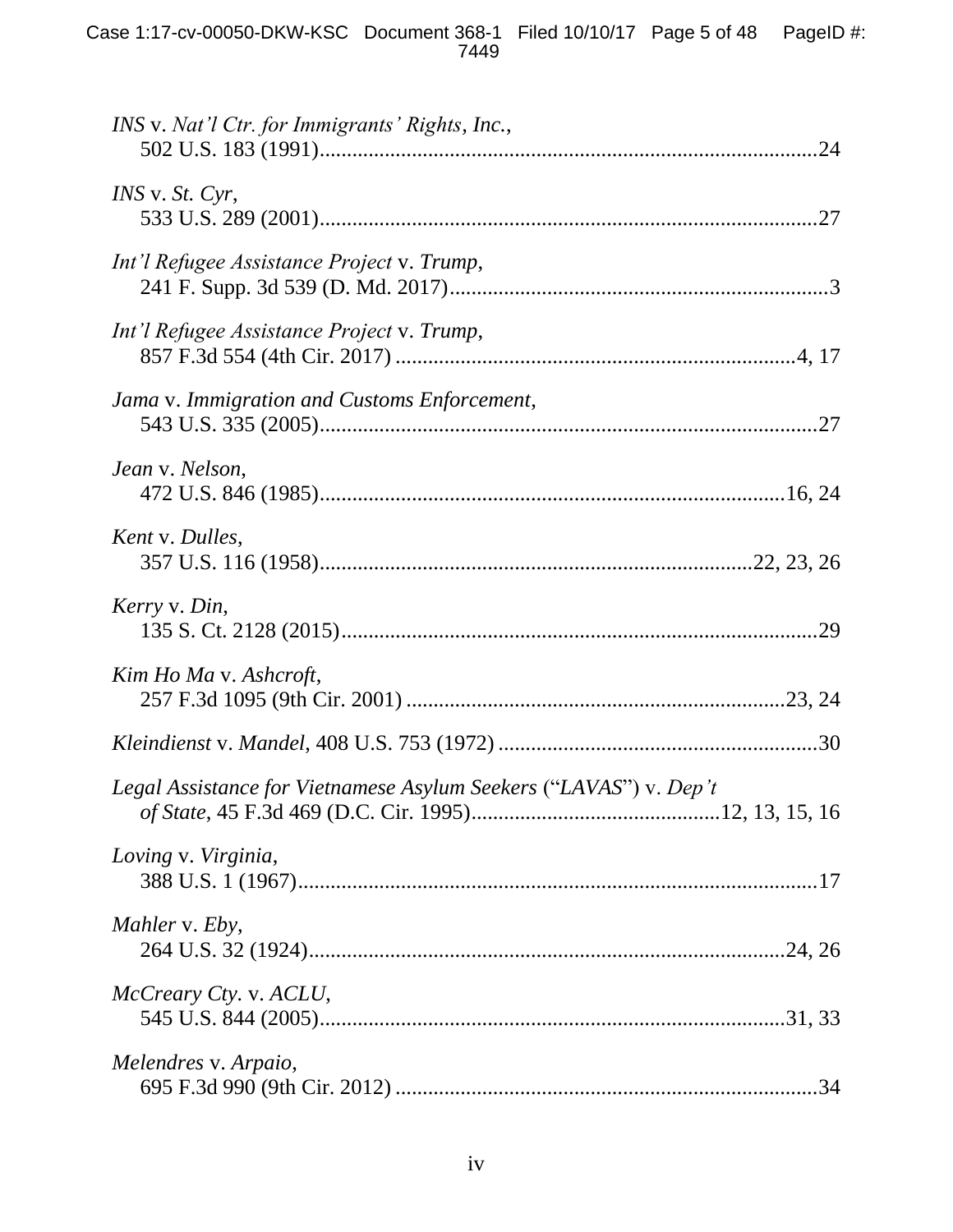*INS* v. *Nat'l Ctr. for Immigrants' Rights, Inc.*,
502 U.S. 183 (1991)..........................................................................................24

*INS* v. *St. Cyr*,
533 U.S. 289 (2001)..........................................................................................27

*Int'l Refugee Assistance Project* v. *Trump*,
241 F. Supp. 3d 539 (D. Md. 2017)....................................................................3

*Int'l Refugee Assistance Project* v. *Trump*,
857 F.3d 554 (4th Cir. 2017) .........................................................................4, 17

*Jama* v. *Immigration and Customs Enforcement*,
543 U.S. 335 (2005)..........................................................................................27

*Jean* v. *Nelson*,
472 U.S. 846 (1985)......................................................................................16, 24

*Kent* v. *Dulles*,
357 U.S. 116 (1958)..............................................................................22, 23, 26

*Kerry* v. *Din*,
135 S. Ct. 2128 (2015)......................................................................................29

*Kim Ho Ma* v. *Ashcroft*,
257 F.3d 1095 (9th Cir. 2001) ....................................................................23, 24

*Kleindienst* v. *Mandel*, 408 U.S. 753 (1972) ..........................................................30

*Legal Assistance for Vietnamese Asylum Seekers* ("*LAVAS*") v. *Dep't of State*, 45 F.3d 469 (D.C. Cir. 1995).............................................12, 13, 15, 16

*Loving* v. *Virginia*,
388 U.S. 1 (1967)..............................................................................................17

*Mahler* v. *Eby*,
264 U.S. 32 (1924)........................................................................................24, 26

*McCreary Cty.* v. *ACLU*,
545 U.S. 844 (2005)......................................................................................31, 33

*Melendres* v. *Arpaio*,
695 F.3d 990 (9th Cir. 2012) .............................................................................34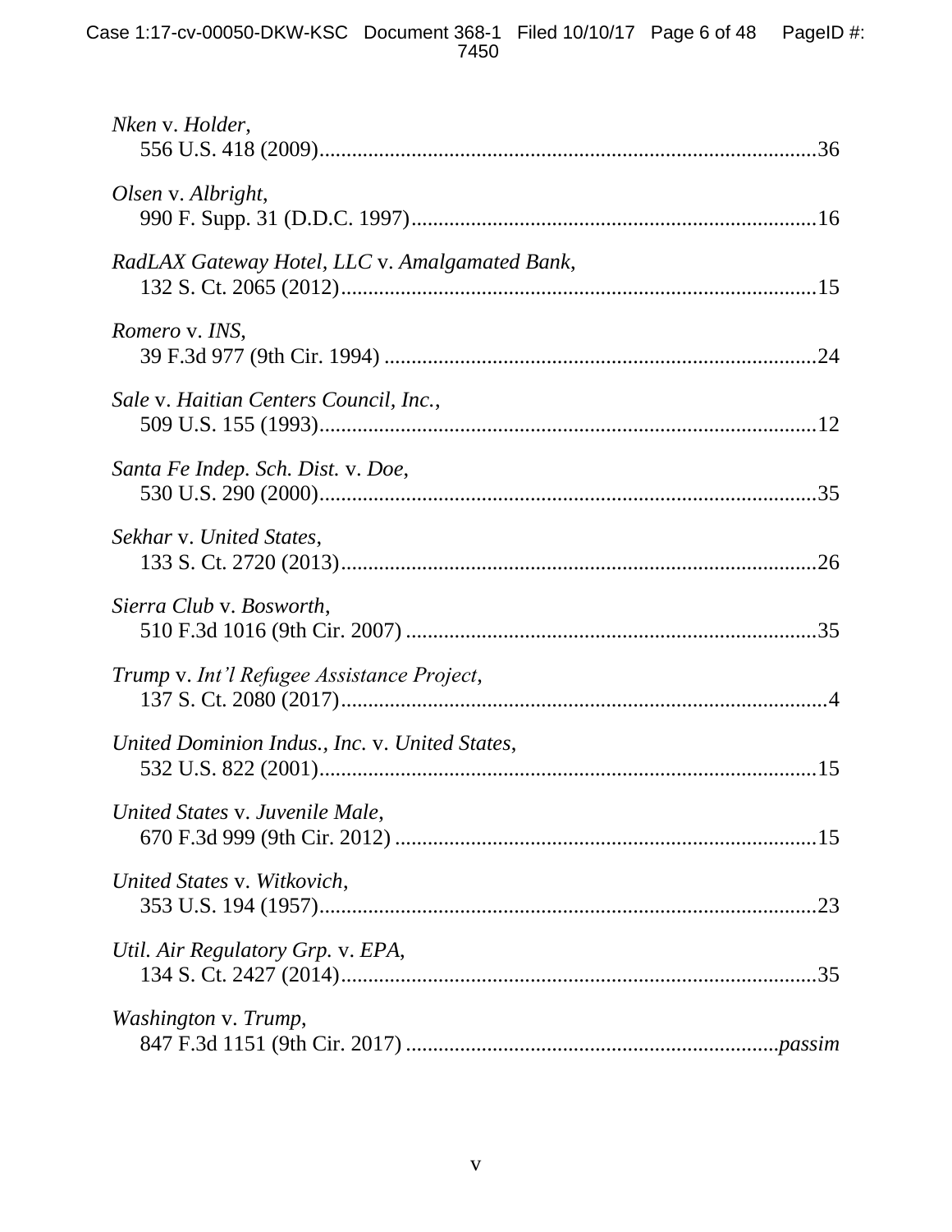*Nken* v. *Holder*,
    556 U.S. 418 (2009)..........................................................................................36

*Olsen* v. *Albright*,
    990 F. Supp. 31 (D.D.C. 1997)..........................................................................16

*RadLAX Gateway Hotel, LLC* v. *Amalgamated Bank*,
    132 S. Ct. 2065 (2012).......................................................................................15

*Romero* v. *INS*,
    39 F.3d 977 (9th Cir. 1994) ...............................................................................24

*Sale* v. *Haitian Centers Council, Inc.*,
    509 U.S. 155 (1993)..........................................................................................12

*Santa Fe Indep. Sch. Dist.* v. *Doe*,
    530 U.S. 290 (2000)..........................................................................................35

*Sekhar* v. *United States*,
    133 S. Ct. 2720 (2013).......................................................................................26

*Sierra Club* v. *Bosworth*,
    510 F.3d 1016 (9th Cir. 2007) ..........................................................................35

*Trump* v. *Int'l Refugee Assistance Project*,
    137 S. Ct. 2080 (2017).........................................................................................4

*United Dominion Indus., Inc.* v. *United States*,
    532 U.S. 822 (2001)..........................................................................................15

*United States* v. *Juvenile Male*,
    670 F.3d 999 (9th Cir. 2012) .............................................................................15

*United States* v. *Witkovich*,
    353 U.S. 194 (1957)..........................................................................................23

*Util. Air Regulatory Grp.* v. *EPA*,
    134 S. Ct. 2427 (2014).......................................................................................35

*Washington* v. *Trump*,
    847 F.3d 1151 (9th Cir. 2017) ...................................................................*passim*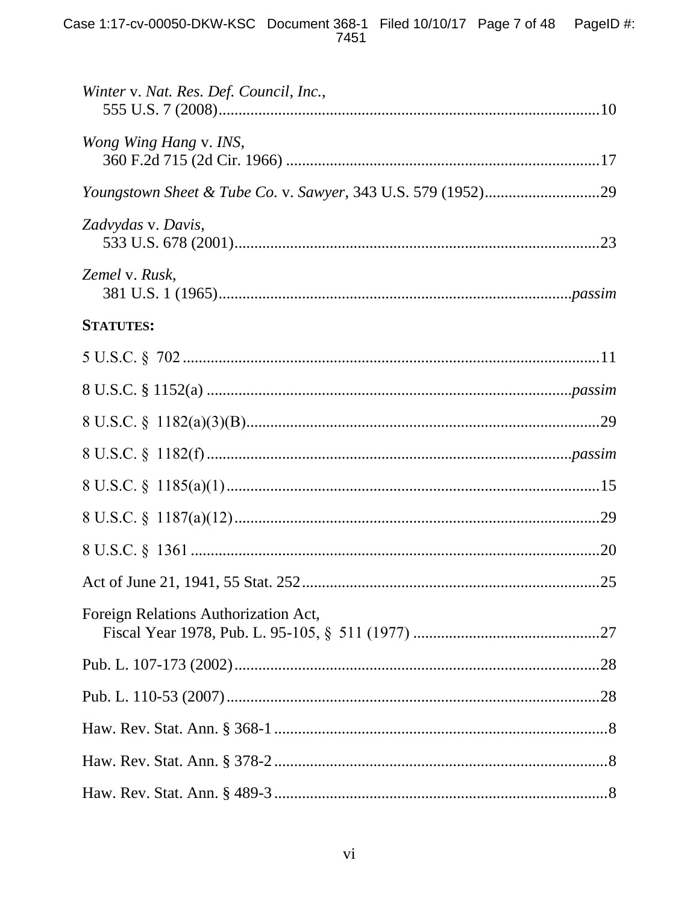*Winter* v. *Nat. Res. Def. Council, Inc.*,
555 U.S. 7 (2008)....................................................................................10

*Wong Wing Hang* v. *INS*,
360 F.2d 715 (2d Cir. 1966) ....................................................................17

*Youngstown Sheet & Tube Co.* v. *Sawyer*, 343 U.S. 579 (1952)............................29

*Zadvydas* v. *Davis*,
533 U.S. 678 (2001)..................................................................................23

*Zemel* v. *Rusk*,
381 U.S. 1 (1965)...............................................................................*passim*

**STATUTES:**

5 U.S.C. § 702 ...............................................................................................11

8 U.S.C. § 1152(a) ....................................................................................*passim*

8 U.S.C. § 1182(a)(3)(B)...............................................................................29

8 U.S.C. § 1182(f) ......................................................................................*passim*

8 U.S.C. § 1185(a)(1) ...................................................................................15

8 U.S.C. § 1187(a)(12) .................................................................................29

8 U.S.C. § 1361 ............................................................................................20

Act of June 21, 1941, 55 Stat. 252..................................................................25

Foreign Relations Authorization Act,
Fiscal Year 1978, Pub. L. 95-105, § 511 (1977) ...........................................27

Pub. L. 107-173 (2002)..................................................................................28

Pub. L. 110-53 (2007)....................................................................................28

Haw. Rev. Stat. Ann. § 368-1 ..........................................................................8

Haw. Rev. Stat. Ann. § 378-2 ..........................................................................8

Haw. Rev. Stat. Ann. § 489-3 ..........................................................................8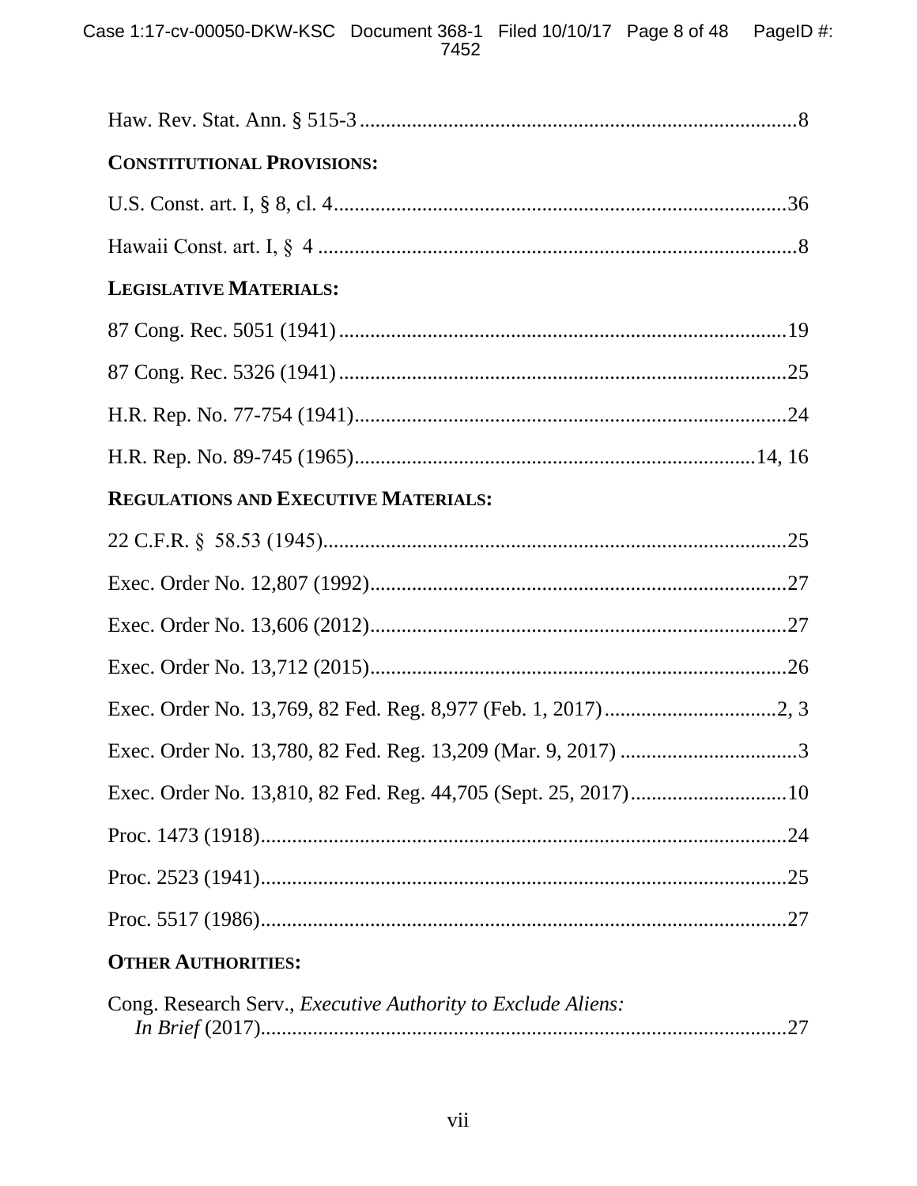Haw. Rev. Stat. Ann. § 515-3 .................................................................................8

**CONSTITUTIONAL PROVISIONS:**

U.S. Const. art. I, § 8, cl. 4.....................................................................................36

Hawaii Const. art. I, § 4 ..........................................................................................8

**LEGISLATIVE MATERIALS:**

87 Cong. Rec. 5051 (1941) .....................................................................................19

87 Cong. Rec. 5326 (1941) .....................................................................................25

H.R. Rep. No. 77-754 (1941)..................................................................................24

H.R. Rep. No. 89-745 (1965)............................................................................14, 16

**REGULATIONS AND EXECUTIVE MATERIALS:**

22 C.F.R. § 58.53 (1945).........................................................................................25

Exec. Order No. 12,807 (1992)................................................................................27

Exec. Order No. 13,606 (2012)................................................................................27

Exec. Order No. 13,712 (2015)................................................................................26

Exec. Order No. 13,769, 82 Fed. Reg. 8,977 (Feb. 1, 2017) .................................2, 3

Exec. Order No. 13,780, 82 Fed. Reg. 13,209 (Mar. 9, 2017) ..................................3

Exec. Order No. 13,810, 82 Fed. Reg. 44,705 (Sept. 25, 2017)..............................10

Proc. 1473 (1918).....................................................................................................24

Proc. 2523 (1941).....................................................................................................25

Proc. 5517 (1986).....................................................................................................27

**OTHER AUTHORITIES:**

Cong. Research Serv., *Executive Authority to Exclude Aliens: In Brief* (2017).....................................................................................27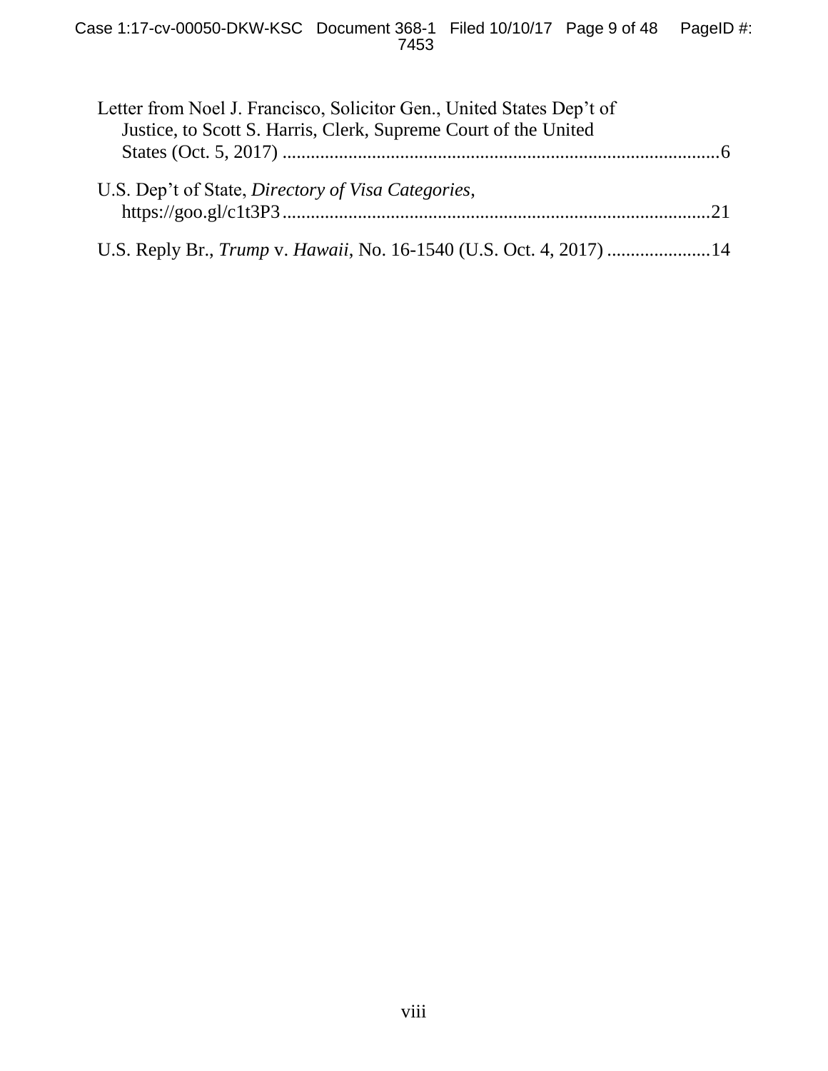Letter from Noel J. Francisco, Solicitor Gen., United States Dep't of Justice, to Scott S. Harris, Clerk, Supreme Court of the United States (Oct. 5, 2017) ............................................................................................6

U.S. Dep't of State, *Directory of Visa Categories*, https://goo.gl/c1t3P3..........................................................................................21

U.S. Reply Br., *Trump* v. *Hawaii*, No. 16-1540 (U.S. Oct. 4, 2017) ......................14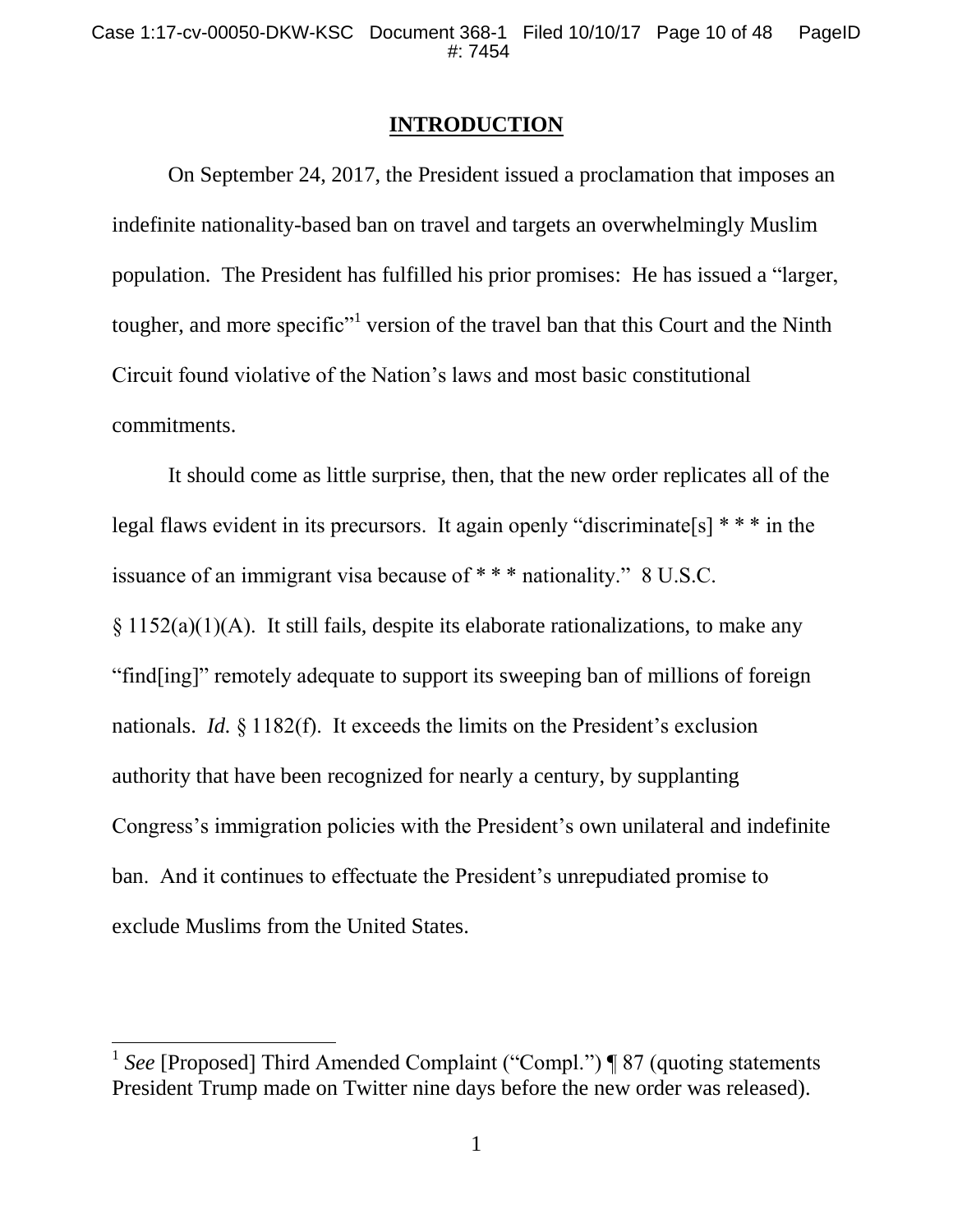# INTRODUCTION

On September 24, 2017, the President issued a proclamation that imposes an indefinite nationality-based ban on travel and targets an overwhelmingly Muslim population. The President has fulfilled his prior promises: He has issued a "larger, tougher, and more specific"[1] version of the travel ban that this Court and the Ninth Circuit found violative of the Nation's laws and most basic constitutional commitments.

It should come as little surprise, then, that the new order replicates all of the legal flaws evident in its precursors. It again openly "discriminate[s] * * * in the issuance of an immigrant visa because of * * * nationality." 8 U.S.C. § 1152(a)(1)(A). It still fails, despite its elaborate rationalizations, to make any "find[ing]" remotely adequate to support its sweeping ban of millions of foreign nationals. *Id.* § 1182(f). It exceeds the limits on the President's exclusion authority that have been recognized for nearly a century, by supplanting Congress's immigration policies with the President's own unilateral and indefinite ban. And it continues to effectuate the President's unrepudiated promise to exclude Muslims from the United States.

---

[1] *See* [Proposed] Third Amended Complaint ("Compl.") ¶ 87 (quoting statements President Trump made on Twitter nine days before the new order was released).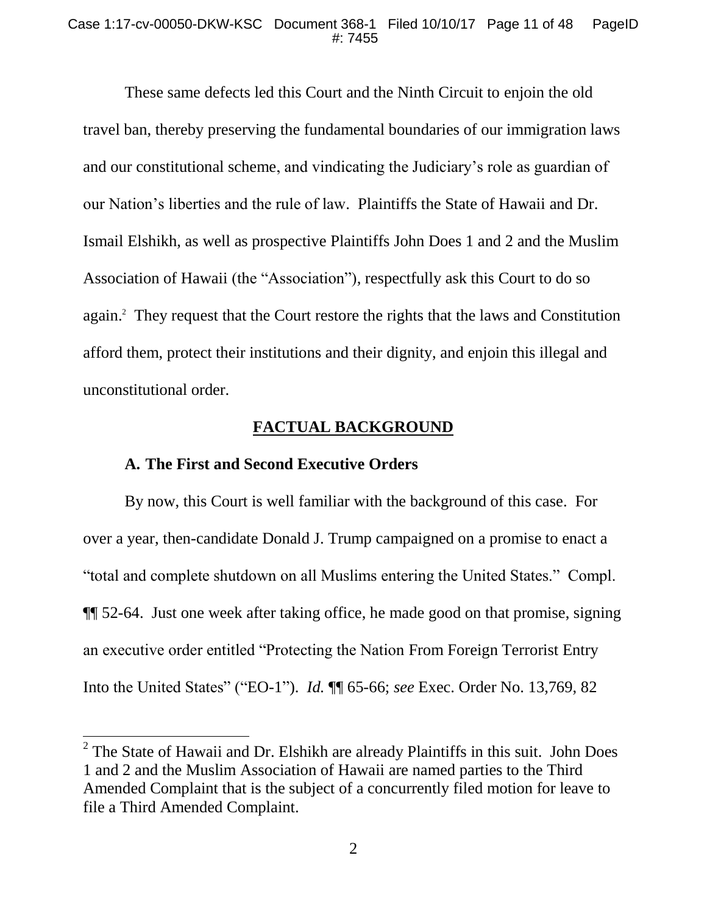These same defects led this Court and the Ninth Circuit to enjoin the old travel ban, thereby preserving the fundamental boundaries of our immigration laws and our constitutional scheme, and vindicating the Judiciary's role as guardian of our Nation's liberties and the rule of law. Plaintiffs the State of Hawaii and Dr. Ismail Elshikh, as well as prospective Plaintiffs John Does 1 and 2 and the Muslim Association of Hawaii (the "Association"), respectfully ask this Court to do so again.[2] They request that the Court restore the rights that the laws and Constitution afford them, protect their institutions and their dignity, and enjoin this illegal and unconstitutional order.

## FACTUAL BACKGROUND

### A. The First and Second Executive Orders

By now, this Court is well familiar with the background of this case. For over a year, then-candidate Donald J. Trump campaigned on a promise to enact a "total and complete shutdown on all Muslims entering the United States." Compl. ¶¶ 52-64. Just one week after taking office, he made good on that promise, signing an executive order entitled "Protecting the Nation From Foreign Terrorist Entry Into the United States" ("EO-1"). *Id.* ¶¶ 65-66; *see* Exec. Order No. 13,769, 82

[2] The State of Hawaii and Dr. Elshikh are already Plaintiffs in this suit. John Does 1 and 2 and the Muslim Association of Hawaii are named parties to the Third Amended Complaint that is the subject of a concurrently filed motion for leave to file a Third Amended Complaint.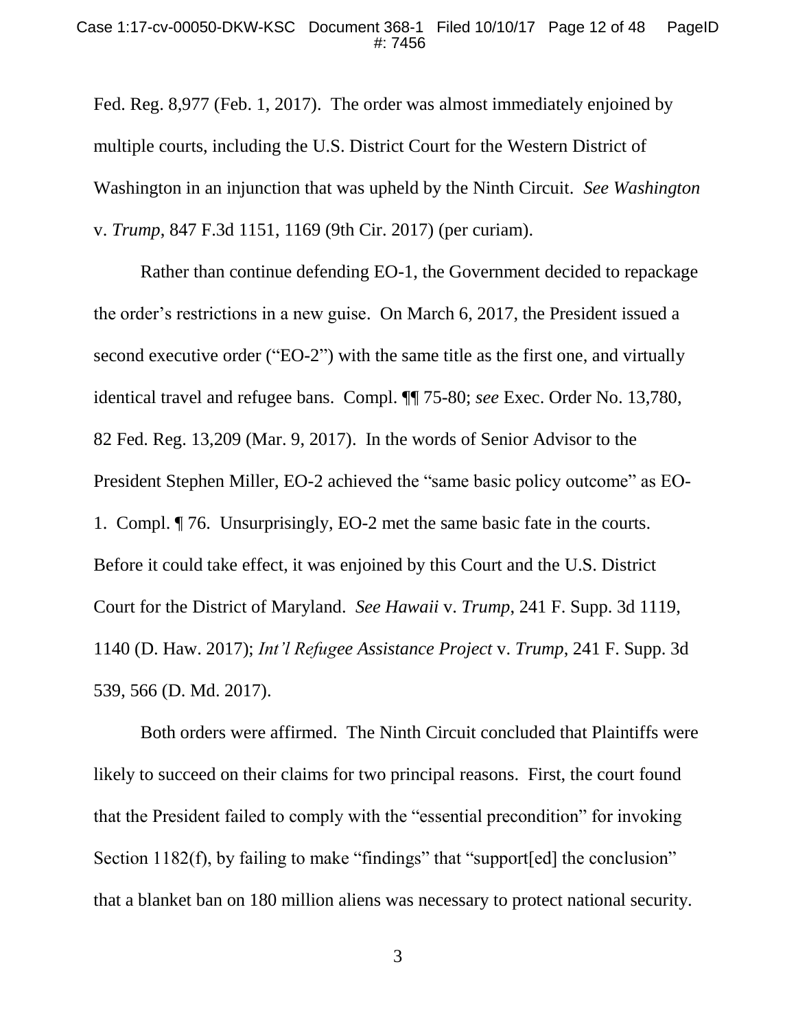Fed. Reg. 8,977 (Feb. 1, 2017). The order was almost immediately enjoined by multiple courts, including the U.S. District Court for the Western District of Washington in an injunction that was upheld by the Ninth Circuit. *See Washington* v. *Trump*, 847 F.3d 1151, 1169 (9th Cir. 2017) (per curiam).

Rather than continue defending EO-1, the Government decided to repackage the order's restrictions in a new guise. On March 6, 2017, the President issued a second executive order ("EO-2") with the same title as the first one, and virtually identical travel and refugee bans. Compl. ¶¶ 75-80; *see* Exec. Order No. 13,780, 82 Fed. Reg. 13,209 (Mar. 9, 2017). In the words of Senior Advisor to the President Stephen Miller, EO-2 achieved the "same basic policy outcome" as EO-1. Compl. ¶ 76. Unsurprisingly, EO-2 met the same basic fate in the courts. Before it could take effect, it was enjoined by this Court and the U.S. District Court for the District of Maryland. *See Hawaii* v. *Trump*, 241 F. Supp. 3d 1119, 1140 (D. Haw. 2017); *Int'l Refugee Assistance Project* v. *Trump*, 241 F. Supp. 3d 539, 566 (D. Md. 2017).

Both orders were affirmed. The Ninth Circuit concluded that Plaintiffs were likely to succeed on their claims for two principal reasons. First, the court found that the President failed to comply with the "essential precondition" for invoking Section 1182(f), by failing to make "findings" that "support[ed] the conclusion" that a blanket ban on 180 million aliens was necessary to protect national security.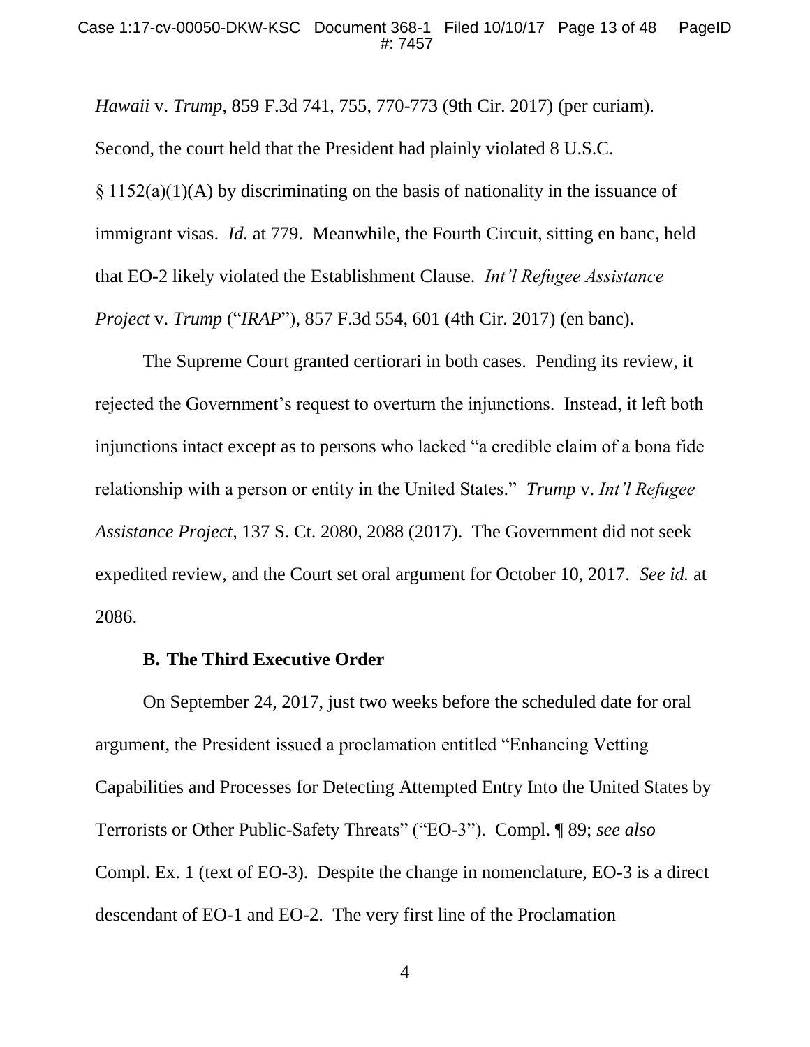*Hawaii* v. *Trump*, 859 F.3d 741, 755, 770-773 (9th Cir. 2017) (per curiam). Second, the court held that the President had plainly violated 8 U.S.C. § 1152(a)(1)(A) by discriminating on the basis of nationality in the issuance of immigrant visas. *Id.* at 779. Meanwhile, the Fourth Circuit, sitting en banc, held that EO-2 likely violated the Establishment Clause. *Int'l Refugee Assistance Project* v. *Trump* ("*IRAP*"), 857 F.3d 554, 601 (4th Cir. 2017) (en banc).

The Supreme Court granted certiorari in both cases. Pending its review, it rejected the Government's request to overturn the injunctions. Instead, it left both injunctions intact except as to persons who lacked "a credible claim of a bona fide relationship with a person or entity in the United States." *Trump* v. *Int'l Refugee Assistance Project*, 137 S. Ct. 2080, 2088 (2017). The Government did not seek expedited review, and the Court set oral argument for October 10, 2017. *See id.* at 2086.

### B. The Third Executive Order

On September 24, 2017, just two weeks before the scheduled date for oral argument, the President issued a proclamation entitled "Enhancing Vetting Capabilities and Processes for Detecting Attempted Entry Into the United States by Terrorists or Other Public-Safety Threats" ("EO-3"). Compl. ¶ 89; *see also* Compl. Ex. 1 (text of EO-3). Despite the change in nomenclature, EO-3 is a direct descendant of EO-1 and EO-2. The very first line of the Proclamation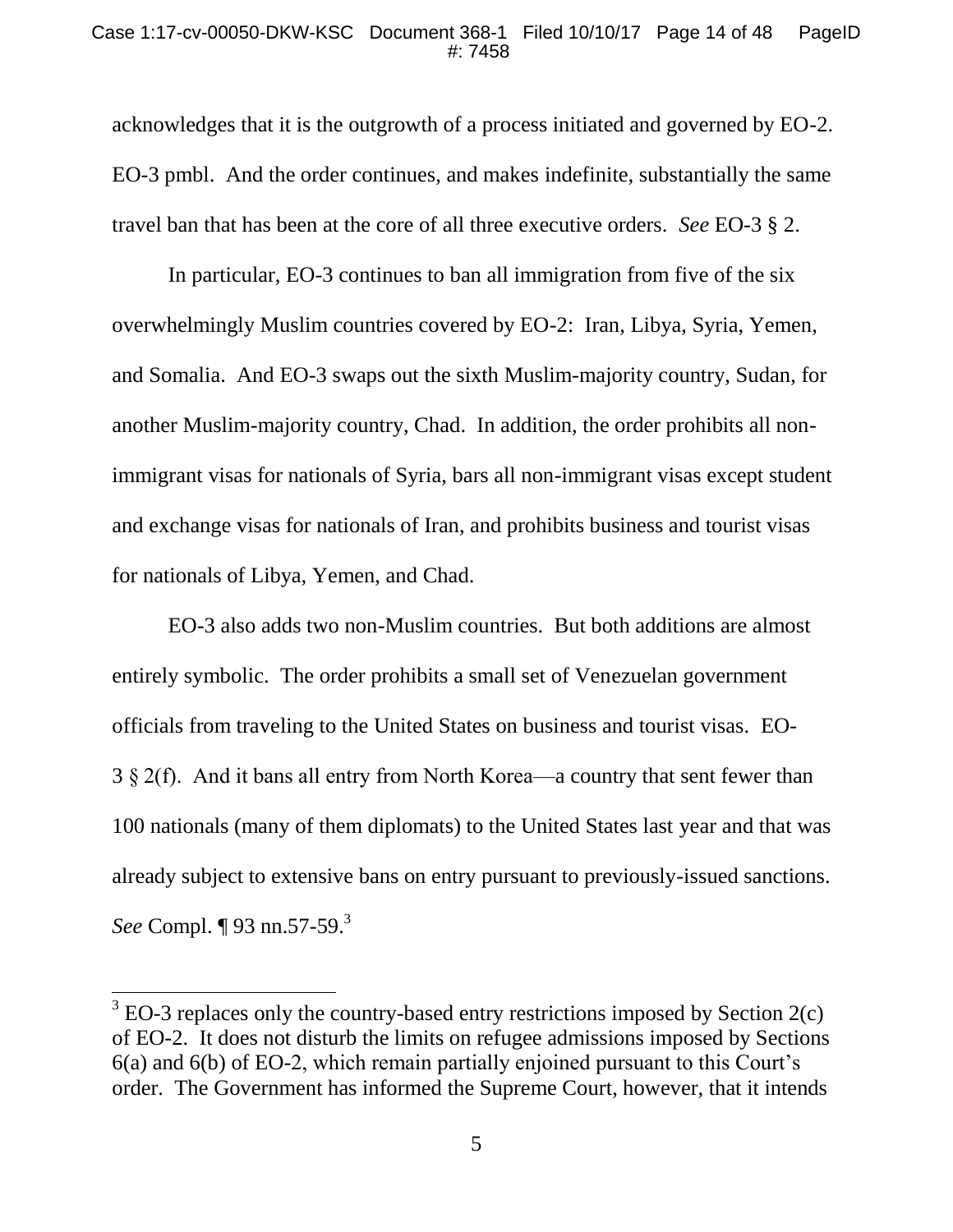acknowledges that it is the outgrowth of a process initiated and governed by EO-2. EO-3 pmbl. And the order continues, and makes indefinite, substantially the same travel ban that has been at the core of all three executive orders. *See* EO-3 § 2.

In particular, EO-3 continues to ban all immigration from five of the six overwhelmingly Muslim countries covered by EO-2: Iran, Libya, Syria, Yemen, and Somalia. And EO-3 swaps out the sixth Muslim-majority country, Sudan, for another Muslim-majority country, Chad. In addition, the order prohibits all non-immigrant visas for nationals of Syria, bars all non-immigrant visas except student and exchange visas for nationals of Iran, and prohibits business and tourist visas for nationals of Libya, Yemen, and Chad.

EO-3 also adds two non-Muslim countries. But both additions are almost entirely symbolic. The order prohibits a small set of Venezuelan government officials from traveling to the United States on business and tourist visas. EO-3 § 2(f). And it bans all entry from North Korea—a country that sent fewer than 100 nationals (many of them diplomats) to the United States last year and that was already subject to extensive bans on entry pursuant to previously-issued sanctions. *See* Compl. ¶ 93 nn.57-59.[3]

---

[3] EO-3 replaces only the country-based entry restrictions imposed by Section 2(c) of EO-2. It does not disturb the limits on refugee admissions imposed by Sections 6(a) and 6(b) of EO-2, which remain partially enjoined pursuant to this Court's order. The Government has informed the Supreme Court, however, that it intends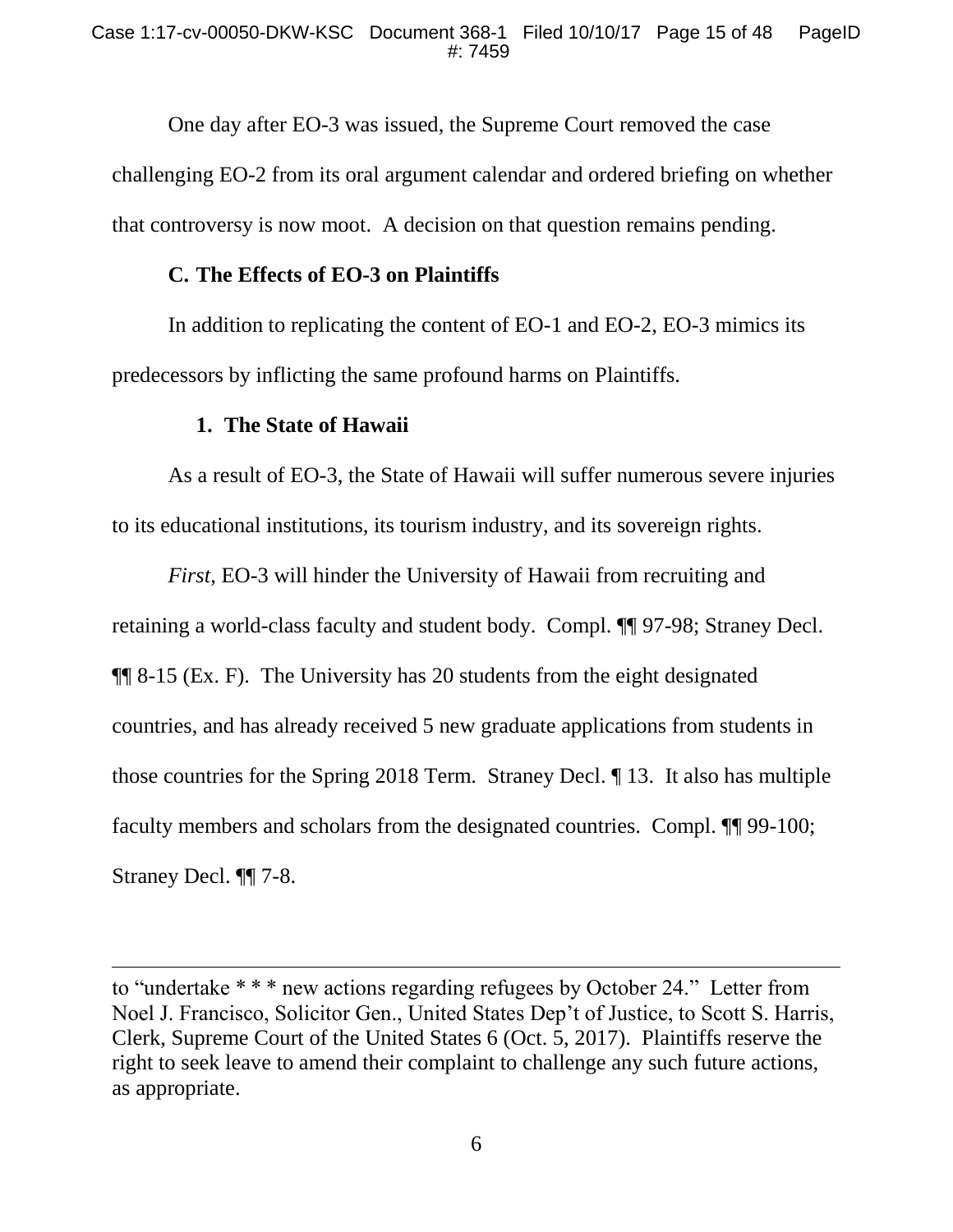One day after EO-3 was issued, the Supreme Court removed the case challenging EO-2 from its oral argument calendar and ordered briefing on whether that controversy is now moot. A decision on that question remains pending.

### C. The Effects of EO-3 on Plaintiffs

In addition to replicating the content of EO-1 and EO-2, EO-3 mimics its predecessors by inflicting the same profound harms on Plaintiffs.

#### 1. The State of Hawaii

As a result of EO-3, the State of Hawaii will suffer numerous severe injuries to its educational institutions, its tourism industry, and its sovereign rights.

*First*, EO-3 will hinder the University of Hawaii from recruiting and retaining a world-class faculty and student body. Compl. ¶¶ 97-98; Straney Decl. ¶¶ 8-15 (Ex. F). The University has 20 students from the eight designated countries, and has already received 5 new graduate applications from students in those countries for the Spring 2018 Term. Straney Decl. ¶ 13. It also has multiple faculty members and scholars from the designated countries. Compl. ¶¶ 99-100; Straney Decl. ¶¶ 7-8.

---

to "undertake * * * new actions regarding refugees by October 24." Letter from Noel J. Francisco, Solicitor Gen., United States Dep't of Justice, to Scott S. Harris, Clerk, Supreme Court of the United States 6 (Oct. 5, 2017). Plaintiffs reserve the right to seek leave to amend their complaint to challenge any such future actions, as appropriate.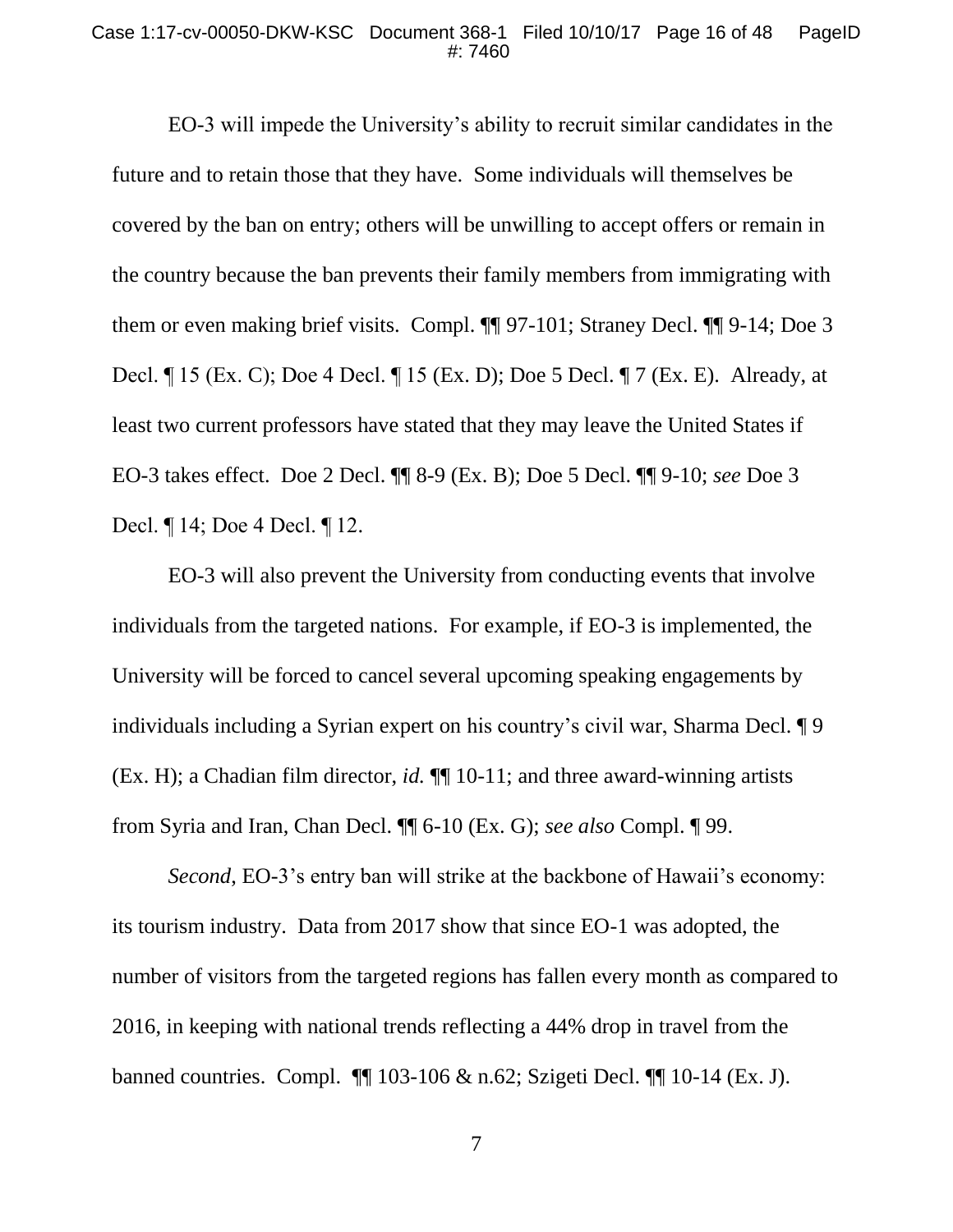EO-3 will impede the University's ability to recruit similar candidates in the future and to retain those that they have. Some individuals will themselves be covered by the ban on entry; others will be unwilling to accept offers or remain in the country because the ban prevents their family members from immigrating with them or even making brief visits. Compl. ¶¶ 97-101; Straney Decl. ¶¶ 9-14; Doe 3 Decl. ¶ 15 (Ex. C); Doe 4 Decl. ¶ 15 (Ex. D); Doe 5 Decl. ¶ 7 (Ex. E). Already, at least two current professors have stated that they may leave the United States if EO-3 takes effect. Doe 2 Decl. ¶¶ 8-9 (Ex. B); Doe 5 Decl. ¶¶ 9-10; *see* Doe 3 Decl. ¶ 14; Doe 4 Decl. ¶ 12.

EO-3 will also prevent the University from conducting events that involve individuals from the targeted nations. For example, if EO-3 is implemented, the University will be forced to cancel several upcoming speaking engagements by individuals including a Syrian expert on his country's civil war, Sharma Decl. ¶ 9 (Ex. H); a Chadian film director, *id.* ¶¶ 10-11; and three award-winning artists from Syria and Iran, Chan Decl. ¶¶ 6-10 (Ex. G); *see also* Compl. ¶ 99.

*Second*, EO-3's entry ban will strike at the backbone of Hawaii's economy: its tourism industry. Data from 2017 show that since EO-1 was adopted, the number of visitors from the targeted regions has fallen every month as compared to 2016, in keeping with national trends reflecting a 44% drop in travel from the banned countries. Compl. ¶¶ 103-106 & n.62; Szigeti Decl. ¶¶ 10-14 (Ex. J).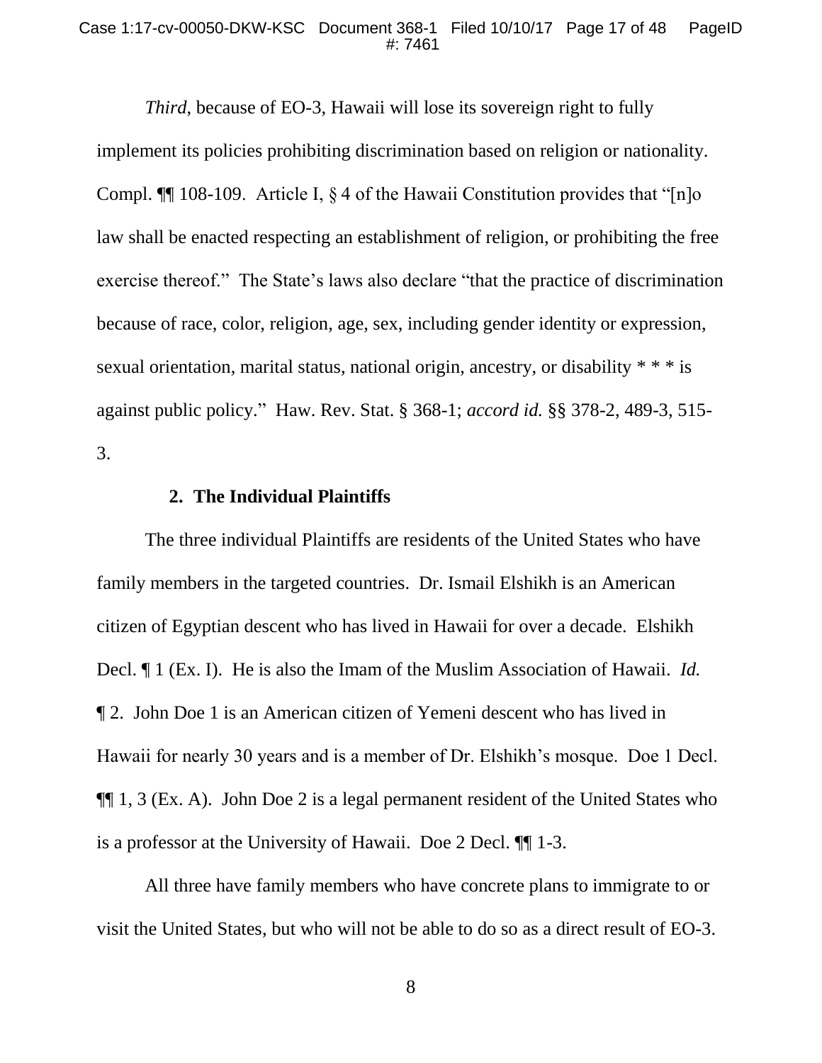*Third*, because of EO-3, Hawaii will lose its sovereign right to fully implement its policies prohibiting discrimination based on religion or nationality. Compl. ¶¶ 108-109. Article I, § 4 of the Hawaii Constitution provides that "[n]o law shall be enacted respecting an establishment of religion, or prohibiting the free exercise thereof." The State's laws also declare "that the practice of discrimination because of race, color, religion, age, sex, including gender identity or expression, sexual orientation, marital status, national origin, ancestry, or disability * * * is against public policy." Haw. Rev. Stat. § 368-1; *accord id.* §§ 378-2, 489-3, 515-3.

### 2. The Individual Plaintiffs

The three individual Plaintiffs are residents of the United States who have family members in the targeted countries. Dr. Ismail Elshikh is an American citizen of Egyptian descent who has lived in Hawaii for over a decade. Elshikh Decl. ¶ 1 (Ex. I). He is also the Imam of the Muslim Association of Hawaii. *Id.* ¶ 2. John Doe 1 is an American citizen of Yemeni descent who has lived in Hawaii for nearly 30 years and is a member of Dr. Elshikh's mosque. Doe 1 Decl. ¶¶ 1, 3 (Ex. A). John Doe 2 is a legal permanent resident of the United States who is a professor at the University of Hawaii. Doe 2 Decl. ¶¶ 1-3.

All three have family members who have concrete plans to immigrate to or visit the United States, but who will not be able to do so as a direct result of EO-3.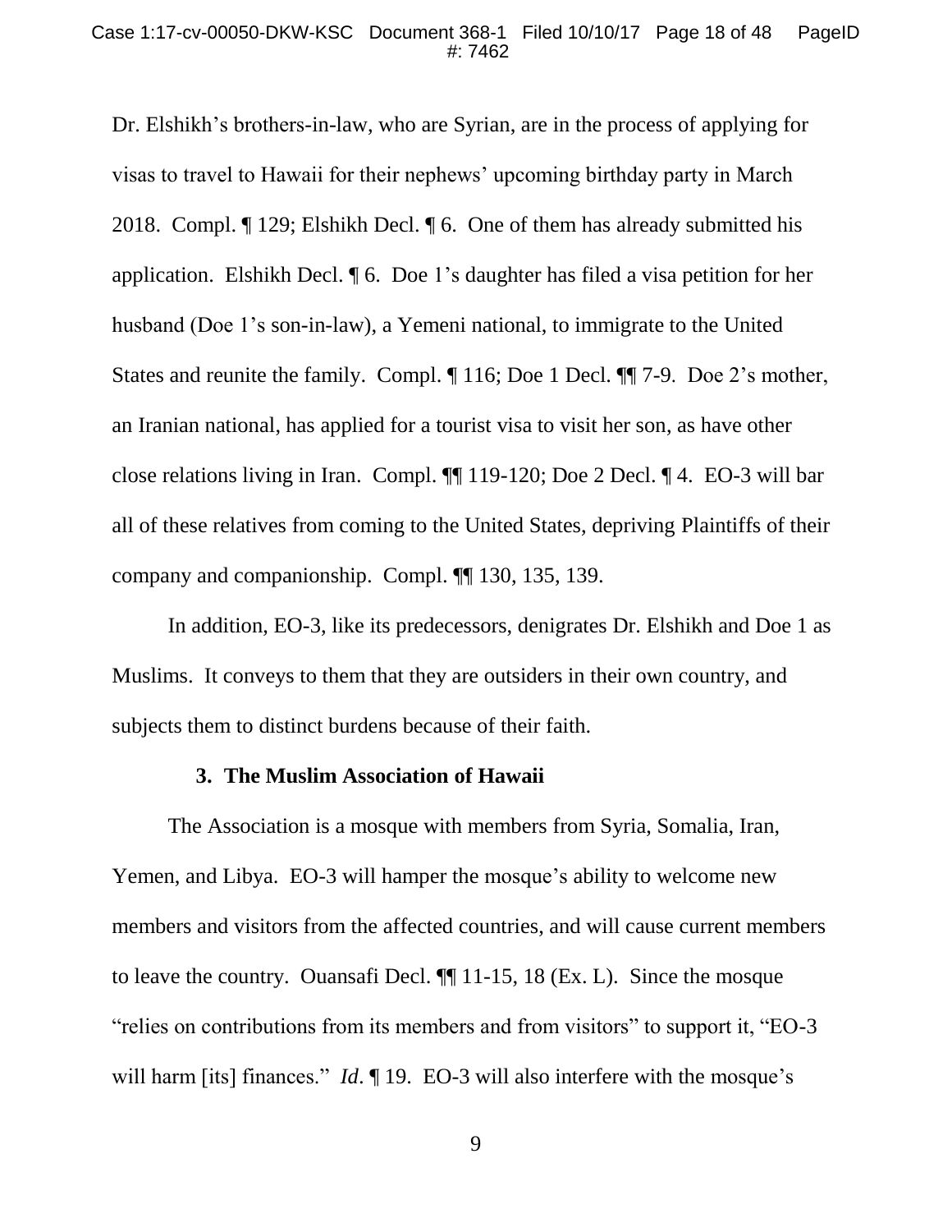Dr. Elshikh's brothers-in-law, who are Syrian, are in the process of applying for visas to travel to Hawaii for their nephews' upcoming birthday party in March 2018. Compl. ¶ 129; Elshikh Decl. ¶ 6. One of them has already submitted his application. Elshikh Decl. ¶ 6. Doe 1's daughter has filed a visa petition for her husband (Doe 1's son-in-law), a Yemeni national, to immigrate to the United States and reunite the family. Compl. ¶ 116; Doe 1 Decl. ¶¶ 7-9. Doe 2's mother, an Iranian national, has applied for a tourist visa to visit her son, as have other close relations living in Iran. Compl. ¶¶ 119-120; Doe 2 Decl. ¶ 4. EO-3 will bar all of these relatives from coming to the United States, depriving Plaintiffs of their company and companionship. Compl. ¶¶ 130, 135, 139.

In addition, EO-3, like its predecessors, denigrates Dr. Elshikh and Doe 1 as Muslims. It conveys to them that they are outsiders in their own country, and subjects them to distinct burdens because of their faith.

### 3. The Muslim Association of Hawaii

The Association is a mosque with members from Syria, Somalia, Iran, Yemen, and Libya. EO-3 will hamper the mosque's ability to welcome new members and visitors from the affected countries, and will cause current members to leave the country. Ouansafi Decl. ¶¶ 11-15, 18 (Ex. L). Since the mosque "relies on contributions from its members and from visitors" to support it, "EO-3 will harm [its] finances." *Id*. ¶ 19. EO-3 will also interfere with the mosque's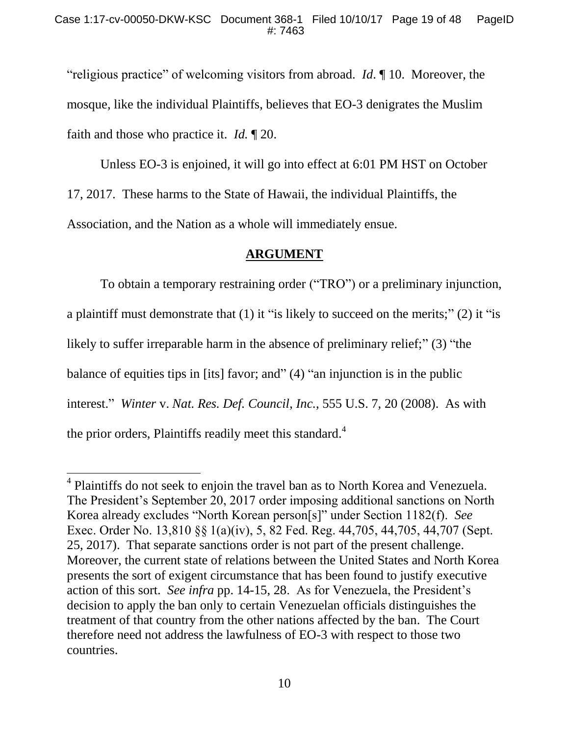"religious practice" of welcoming visitors from abroad. *Id*. ¶ 10. Moreover, the mosque, like the individual Plaintiffs, believes that EO-3 denigrates the Muslim faith and those who practice it. *Id.* ¶ 20.

Unless EO-3 is enjoined, it will go into effect at 6:01 PM HST on October 17, 2017. These harms to the State of Hawaii, the individual Plaintiffs, the Association, and the Nation as a whole will immediately ensue.

## **ARGUMENT**

To obtain a temporary restraining order ("TRO") or a preliminary injunction, a plaintiff must demonstrate that (1) it "is likely to succeed on the merits;" (2) it "is likely to suffer irreparable harm in the absence of preliminary relief;" (3) "the balance of equities tips in [its] favor; and" (4) "an injunction is in the public interest." *Winter* v. *Nat. Res. Def. Council, Inc.*, 555 U.S. 7, 20 (2008). As with the prior orders, Plaintiffs readily meet this standard.[4]

---

[4] Plaintiffs do not seek to enjoin the travel ban as to North Korea and Venezuela. The President's September 20, 2017 order imposing additional sanctions on North Korea already excludes "North Korean person[s]" under Section 1182(f). *See* Exec. Order No. 13,810 §§ 1(a)(iv), 5, 82 Fed. Reg. 44,705, 44,705, 44,707 (Sept. 25, 2017). That separate sanctions order is not part of the present challenge. Moreover, the current state of relations between the United States and North Korea presents the sort of exigent circumstance that has been found to justify executive action of this sort. *See infra* pp. 14-15, 28. As for Venezuela, the President's decision to apply the ban only to certain Venezuelan officials distinguishes the treatment of that country from the other nations affected by the ban. The Court therefore need not address the lawfulness of EO-3 with respect to those two countries.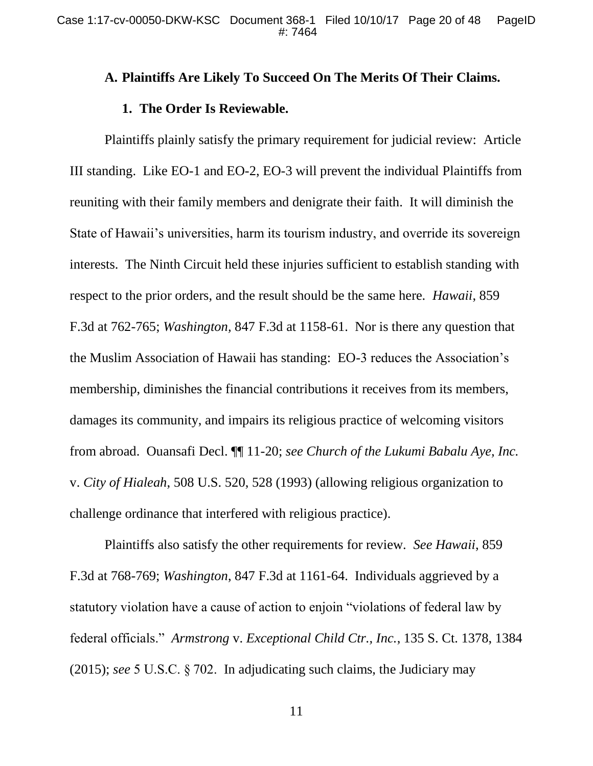### A. Plaintiffs Are Likely To Succeed On The Merits Of Their Claims.

#### 1. The Order Is Reviewable.

Plaintiffs plainly satisfy the primary requirement for judicial review: Article III standing. Like EO-1 and EO-2, EO-3 will prevent the individual Plaintiffs from reuniting with their family members and denigrate their faith. It will diminish the State of Hawaii's universities, harm its tourism industry, and override its sovereign interests. The Ninth Circuit held these injuries sufficient to establish standing with respect to the prior orders, and the result should be the same here. *Hawaii*, 859 F.3d at 762-765; *Washington*, 847 F.3d at 1158-61. Nor is there any question that the Muslim Association of Hawaii has standing: EO-3 reduces the Association's membership, diminishes the financial contributions it receives from its members, damages its community, and impairs its religious practice of welcoming visitors from abroad. Ouansafi Decl. ¶¶ 11-20; *see Church of the Lukumi Babalu Aye, Inc.* v. *City of Hialeah*, 508 U.S. 520, 528 (1993) (allowing religious organization to challenge ordinance that interfered with religious practice).

Plaintiffs also satisfy the other requirements for review. *See Hawaii*, 859 F.3d at 768-769; *Washington*, 847 F.3d at 1161-64. Individuals aggrieved by a statutory violation have a cause of action to enjoin "violations of federal law by federal officials." *Armstrong* v. *Exceptional Child Ctr., Inc.*, 135 S. Ct. 1378, 1384 (2015); *see* 5 U.S.C. § 702. In adjudicating such claims, the Judiciary may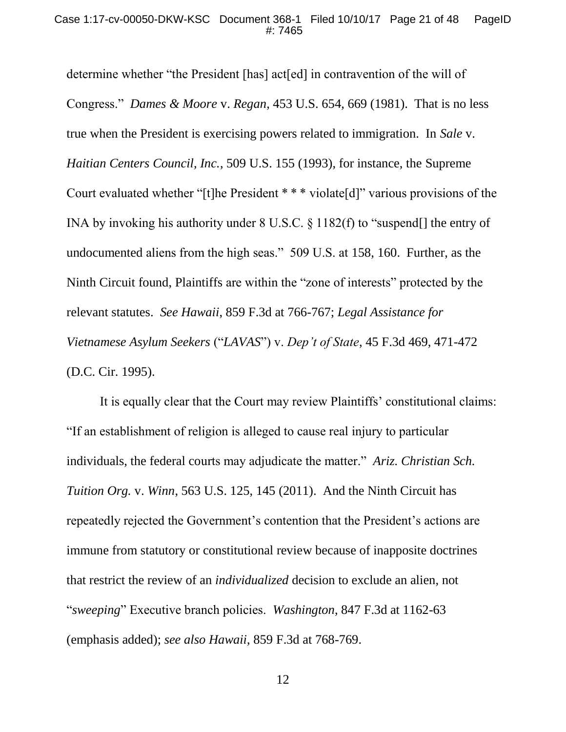determine whether "the President [has] act[ed] in contravention of the will of Congress." *Dames & Moore* v. *Regan*, 453 U.S. 654, 669 (1981). That is no less true when the President is exercising powers related to immigration. In *Sale* v. *Haitian Centers Council, Inc.*, 509 U.S. 155 (1993), for instance, the Supreme Court evaluated whether "[t]he President * * * violate[d]" various provisions of the INA by invoking his authority under 8 U.S.C. § 1182(f) to "suspend[] the entry of undocumented aliens from the high seas." 509 U.S. at 158, 160. Further, as the Ninth Circuit found, Plaintiffs are within the "zone of interests" protected by the relevant statutes. *See Hawaii*, 859 F.3d at 766-767; *Legal Assistance for Vietnamese Asylum Seekers* ("*LAVAS*") v. *Dep't of State*, 45 F.3d 469, 471-472 (D.C. Cir. 1995).

It is equally clear that the Court may review Plaintiffs' constitutional claims: "If an establishment of religion is alleged to cause real injury to particular individuals, the federal courts may adjudicate the matter." *Ariz. Christian Sch. Tuition Org.* v. *Winn*, 563 U.S. 125, 145 (2011). And the Ninth Circuit has repeatedly rejected the Government's contention that the President's actions are immune from statutory or constitutional review because of inapposite doctrines that restrict the review of an *individualized* decision to exclude an alien, not "*sweeping*" Executive branch policies. *Washington*, 847 F.3d at 1162-63 (emphasis added); *see also Hawaii*, 859 F.3d at 768-769.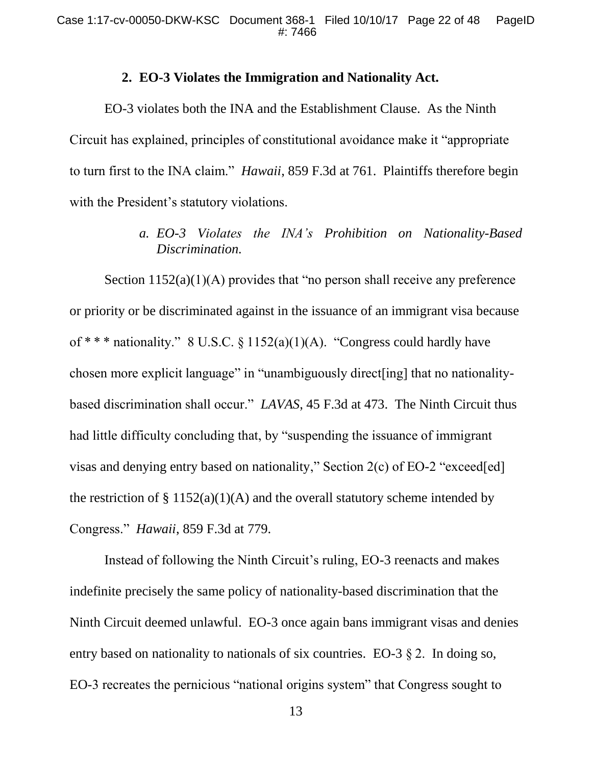### 2. EO-3 Violates the Immigration and Nationality Act.

EO-3 violates both the INA and the Establishment Clause. As the Ninth Circuit has explained, principles of constitutional avoidance make it "appropriate to turn first to the INA claim." *Hawaii*, 859 F.3d at 761. Plaintiffs therefore begin with the President's statutory violations.

#### *a. EO-3 Violates the INA's Prohibition on Nationality-Based Discrimination.*

Section 1152(a)(1)(A) provides that "no person shall receive any preference or priority or be discriminated against in the issuance of an immigrant visa because of * * * nationality." 8 U.S.C. § 1152(a)(1)(A). "Congress could hardly have chosen more explicit language" in "unambiguously direct[ing] that no nationality-based discrimination shall occur." *LAVAS*, 45 F.3d at 473. The Ninth Circuit thus had little difficulty concluding that, by "suspending the issuance of immigrant visas and denying entry based on nationality," Section 2(c) of EO-2 "exceed[ed] the restriction of § 1152(a)(1)(A) and the overall statutory scheme intended by Congress." *Hawaii*, 859 F.3d at 779.

Instead of following the Ninth Circuit's ruling, EO-3 reenacts and makes indefinite precisely the same policy of nationality-based discrimination that the Ninth Circuit deemed unlawful. EO-3 once again bans immigrant visas and denies entry based on nationality to nationals of six countries. EO-3 § 2. In doing so, EO-3 recreates the pernicious "national origins system" that Congress sought to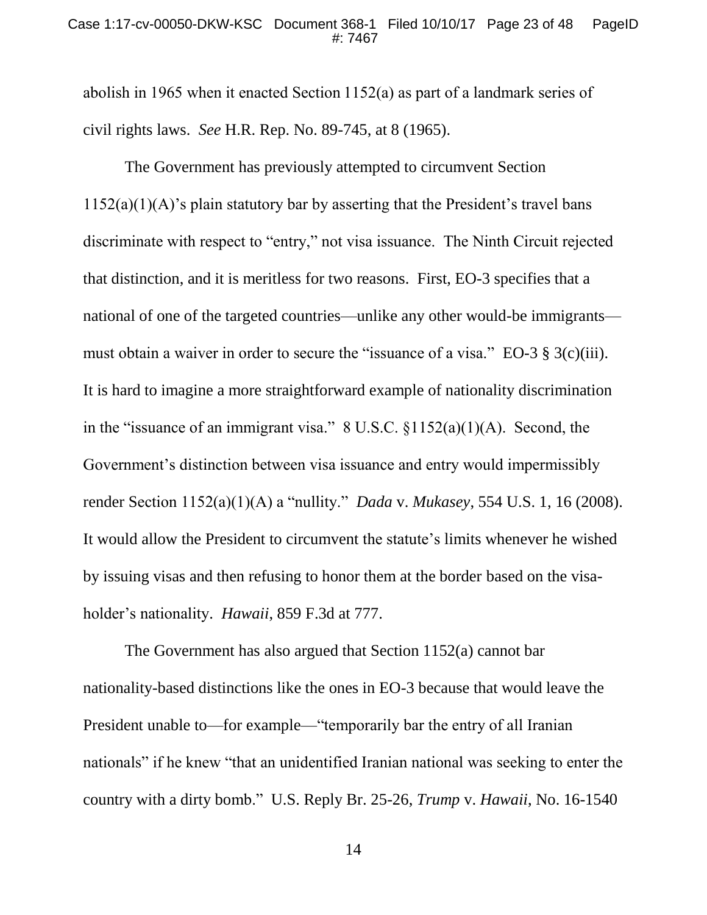abolish in 1965 when it enacted Section 1152(a) as part of a landmark series of civil rights laws. *See* H.R. Rep. No. 89-745, at 8 (1965).

The Government has previously attempted to circumvent Section 1152(a)(1)(A)'s plain statutory bar by asserting that the President's travel bans discriminate with respect to "entry," not visa issuance. The Ninth Circuit rejected that distinction, and it is meritless for two reasons. First, EO-3 specifies that a national of one of the targeted countries—unlike any other would-be immigrants—must obtain a waiver in order to secure the "issuance of a visa." EO-3 § 3(c)(iii). It is hard to imagine a more straightforward example of nationality discrimination in the "issuance of an immigrant visa." 8 U.S.C. §1152(a)(1)(A). Second, the Government's distinction between visa issuance and entry would impermissibly render Section 1152(a)(1)(A) a "nullity." *Dada* v. *Mukasey*, 554 U.S. 1, 16 (2008). It would allow the President to circumvent the statute's limits whenever he wished by issuing visas and then refusing to honor them at the border based on the visa-holder's nationality. *Hawaii*, 859 F.3d at 777.

The Government has also argued that Section 1152(a) cannot bar nationality-based distinctions like the ones in EO-3 because that would leave the President unable to—for example—"temporarily bar the entry of all Iranian nationals" if he knew "that an unidentified Iranian national was seeking to enter the country with a dirty bomb." U.S. Reply Br. 25-26, *Trump* v. *Hawaii*, No. 16-1540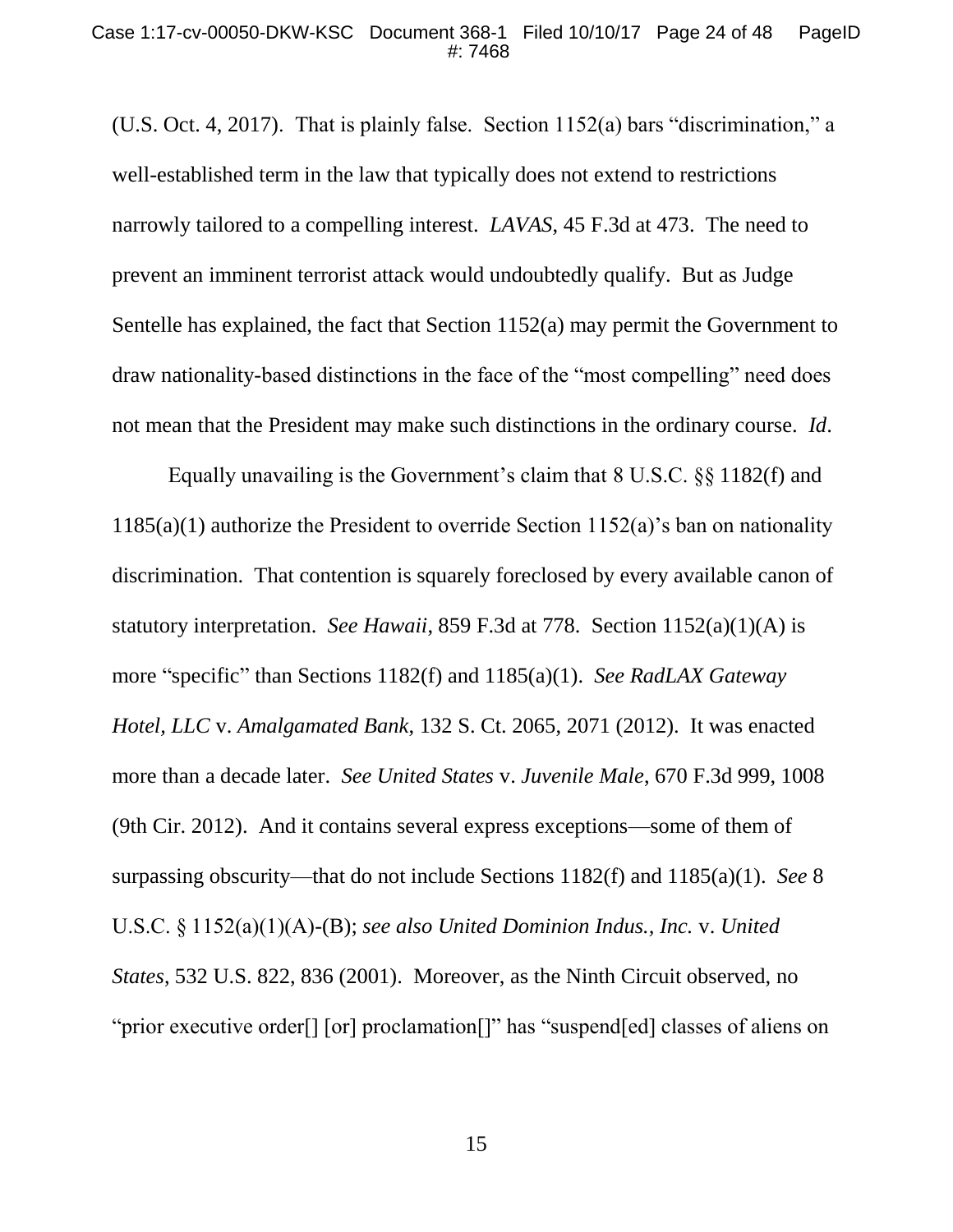(U.S. Oct. 4, 2017). That is plainly false. Section 1152(a) bars "discrimination," a well-established term in the law that typically does not extend to restrictions narrowly tailored to a compelling interest. *LAVAS*, 45 F.3d at 473. The need to prevent an imminent terrorist attack would undoubtedly qualify. But as Judge Sentelle has explained, the fact that Section 1152(a) may permit the Government to draw nationality-based distinctions in the face of the "most compelling" need does not mean that the President may make such distinctions in the ordinary course. *Id*.

Equally unavailing is the Government's claim that 8 U.S.C. §§ 1182(f) and 1185(a)(1) authorize the President to override Section 1152(a)'s ban on nationality discrimination. That contention is squarely foreclosed by every available canon of statutory interpretation. *See Hawaii*, 859 F.3d at 778. Section 1152(a)(1)(A) is more "specific" than Sections 1182(f) and 1185(a)(1). *See RadLAX Gateway Hotel, LLC* v. *Amalgamated Bank*, 132 S. Ct. 2065, 2071 (2012). It was enacted more than a decade later. *See United States* v. *Juvenile Male*, 670 F.3d 999, 1008 (9th Cir. 2012). And it contains several express exceptions—some of them of surpassing obscurity—that do not include Sections 1182(f) and 1185(a)(1). *See* 8 U.S.C. § 1152(a)(1)(A)-(B); *see also United Dominion Indus., Inc.* v. *United States*, 532 U.S. 822, 836 (2001). Moreover, as the Ninth Circuit observed, no "prior executive order[] [or] proclamation[]" has "suspend[ed] classes of aliens on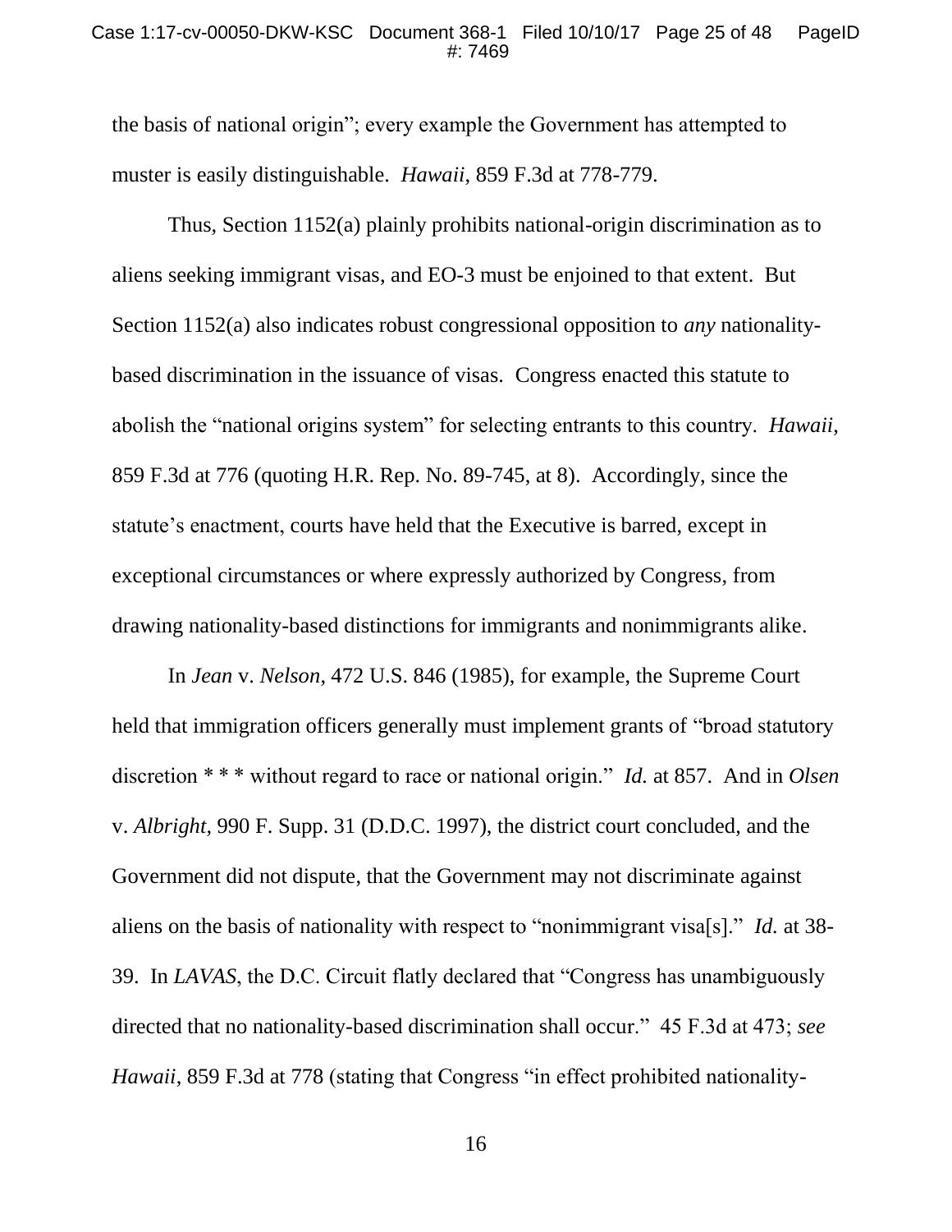the basis of national origin"; every example the Government has attempted to muster is easily distinguishable. *Hawaii*, 859 F.3d at 778-779.

Thus, Section 1152(a) plainly prohibits national-origin discrimination as to aliens seeking immigrant visas, and EO-3 must be enjoined to that extent. But Section 1152(a) also indicates robust congressional opposition to *any* nationality-based discrimination in the issuance of visas. Congress enacted this statute to abolish the "national origins system" for selecting entrants to this country. *Hawaii*, 859 F.3d at 776 (quoting H.R. Rep. No. 89-745, at 8). Accordingly, since the statute's enactment, courts have held that the Executive is barred, except in exceptional circumstances or where expressly authorized by Congress, from drawing nationality-based distinctions for immigrants and nonimmigrants alike.

In *Jean* v. *Nelson*, 472 U.S. 846 (1985), for example, the Supreme Court held that immigration officers generally must implement grants of "broad statutory discretion * * * without regard to race or national origin." *Id.* at 857. And in *Olsen* v. *Albright*, 990 F. Supp. 31 (D.D.C. 1997), the district court concluded, and the Government did not dispute, that the Government may not discriminate against aliens on the basis of nationality with respect to "nonimmigrant visa[s]." *Id.* at 38-39. In *LAVAS*, the D.C. Circuit flatly declared that "Congress has unambiguously directed that no nationality-based discrimination shall occur." 45 F.3d at 473; *see Hawaii*, 859 F.3d at 778 (stating that Congress "in effect prohibited nationality-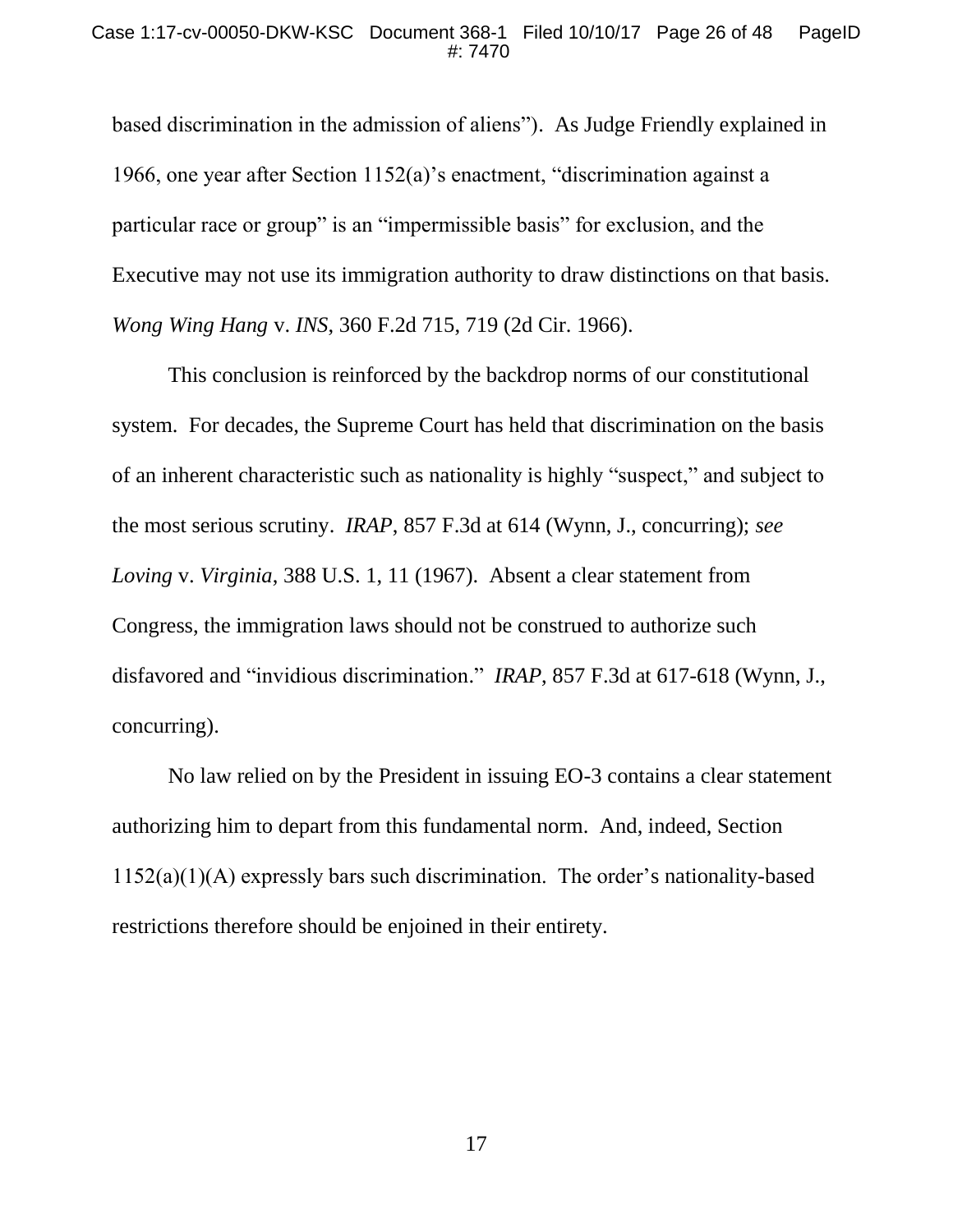based discrimination in the admission of aliens"). As Judge Friendly explained in 1966, one year after Section 1152(a)'s enactment, "discrimination against a particular race or group" is an "impermissible basis" for exclusion, and the Executive may not use its immigration authority to draw distinctions on that basis. *Wong Wing Hang* v. *INS*, 360 F.2d 715, 719 (2d Cir. 1966).

This conclusion is reinforced by the backdrop norms of our constitutional system. For decades, the Supreme Court has held that discrimination on the basis of an inherent characteristic such as nationality is highly "suspect," and subject to the most serious scrutiny. *IRAP*, 857 F.3d at 614 (Wynn, J., concurring); *see Loving* v. *Virginia*, 388 U.S. 1, 11 (1967). Absent a clear statement from Congress, the immigration laws should not be construed to authorize such disfavored and "invidious discrimination." *IRAP*, 857 F.3d at 617-618 (Wynn, J., concurring).

No law relied on by the President in issuing EO-3 contains a clear statement authorizing him to depart from this fundamental norm. And, indeed, Section 1152(a)(1)(A) expressly bars such discrimination. The order's nationality-based restrictions therefore should be enjoined in their entirety.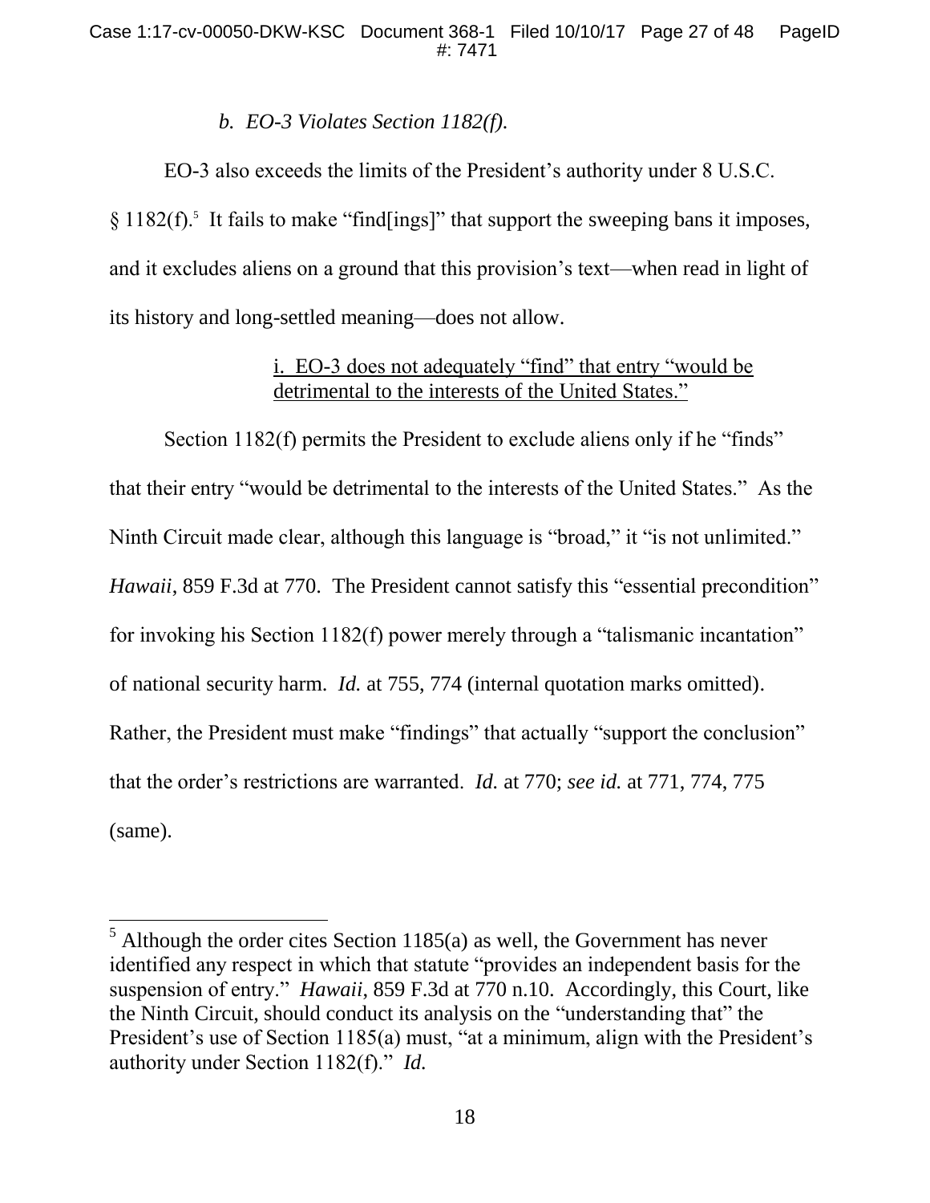### *b. EO-3 Violates Section 1182(f).*

EO-3 also exceeds the limits of the President's authority under 8 U.S.C. § 1182(f).[5] It fails to make "find[ings]" that support the sweeping bans it imposes, and it excludes aliens on a ground that this provision's text—when read in light of its history and long-settled meaning—does not allow.

<u>i. EO-3 does not adequately "find" that entry "would be detrimental to the interests of the United States."</u>

Section 1182(f) permits the President to exclude aliens only if he "finds" that their entry "would be detrimental to the interests of the United States." As the Ninth Circuit made clear, although this language is "broad," it "is not unlimited." *Hawaii*, 859 F.3d at 770. The President cannot satisfy this "essential precondition" for invoking his Section 1182(f) power merely through a "talismanic incantation" of national security harm. *Id.* at 755, 774 (internal quotation marks omitted). Rather, the President must make "findings" that actually "support the conclusion" that the order's restrictions are warranted. *Id.* at 770; *see id.* at 771, 774, 775 (same).

---

[5] Although the order cites Section 1185(a) as well, the Government has never identified any respect in which that statute "provides an independent basis for the suspension of entry." *Hawaii*, 859 F.3d at 770 n.10. Accordingly, this Court, like the Ninth Circuit, should conduct its analysis on the "understanding that" the President's use of Section 1185(a) must, "at a minimum, align with the President's authority under Section 1182(f)." *Id.*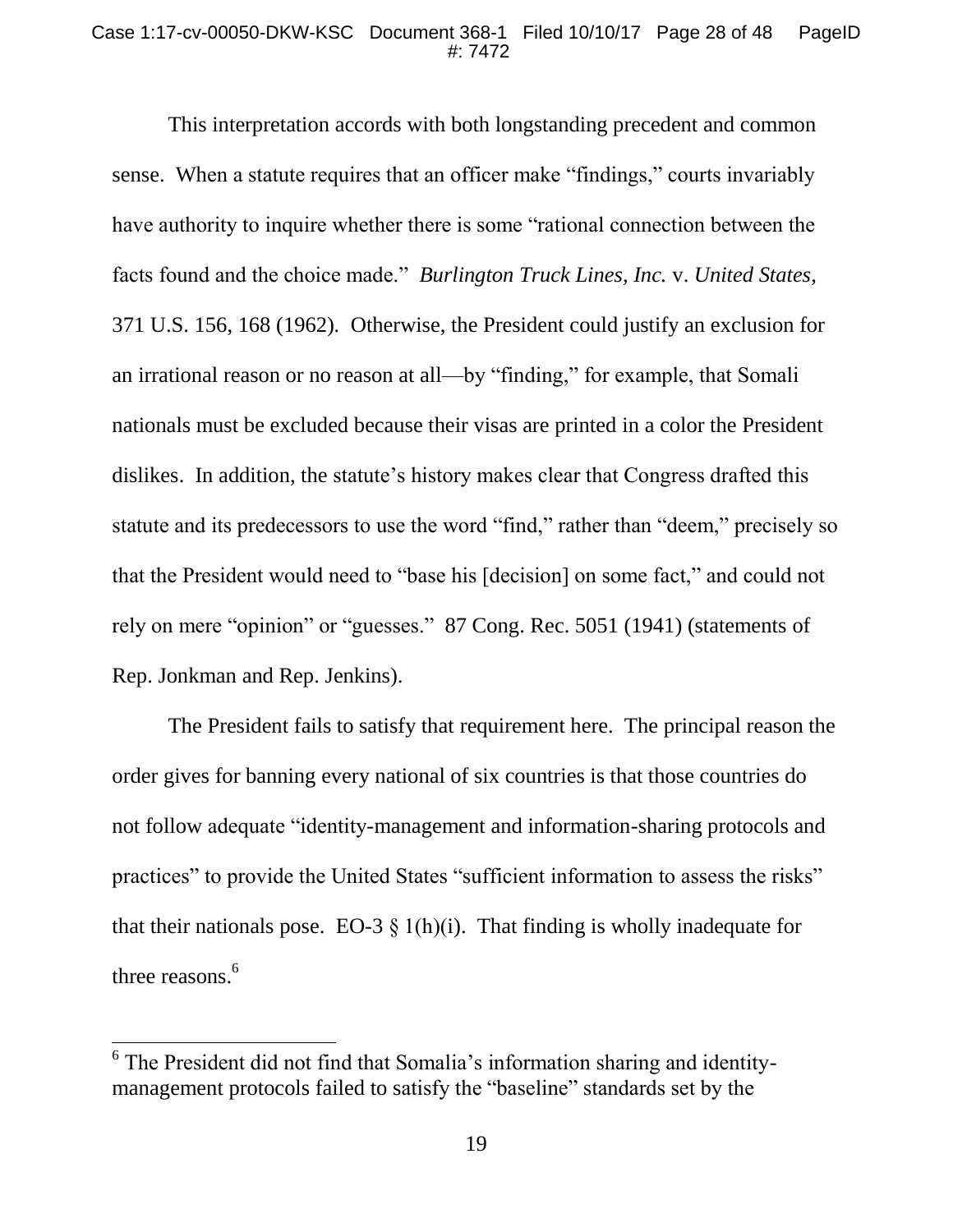This interpretation accords with both longstanding precedent and common sense. When a statute requires that an officer make "findings," courts invariably have authority to inquire whether there is some "rational connection between the facts found and the choice made." *Burlington Truck Lines, Inc.* v. *United States*, 371 U.S. 156, 168 (1962). Otherwise, the President could justify an exclusion for an irrational reason or no reason at all—by "finding," for example, that Somali nationals must be excluded because their visas are printed in a color the President dislikes. In addition, the statute's history makes clear that Congress drafted this statute and its predecessors to use the word "find," rather than "deem," precisely so that the President would need to "base his [decision] on some fact," and could not rely on mere "opinion" or "guesses." 87 Cong. Rec. 5051 (1941) (statements of Rep. Jonkman and Rep. Jenkins).

The President fails to satisfy that requirement here. The principal reason the order gives for banning every national of six countries is that those countries do not follow adequate "identity-management and information-sharing protocols and practices" to provide the United States "sufficient information to assess the risks" that their nationals pose. EO-3 § 1(h)(i). That finding is wholly inadequate for three reasons.[6]

[6] The President did not find that Somalia's information sharing and identity-management protocols failed to satisfy the "baseline" standards set by the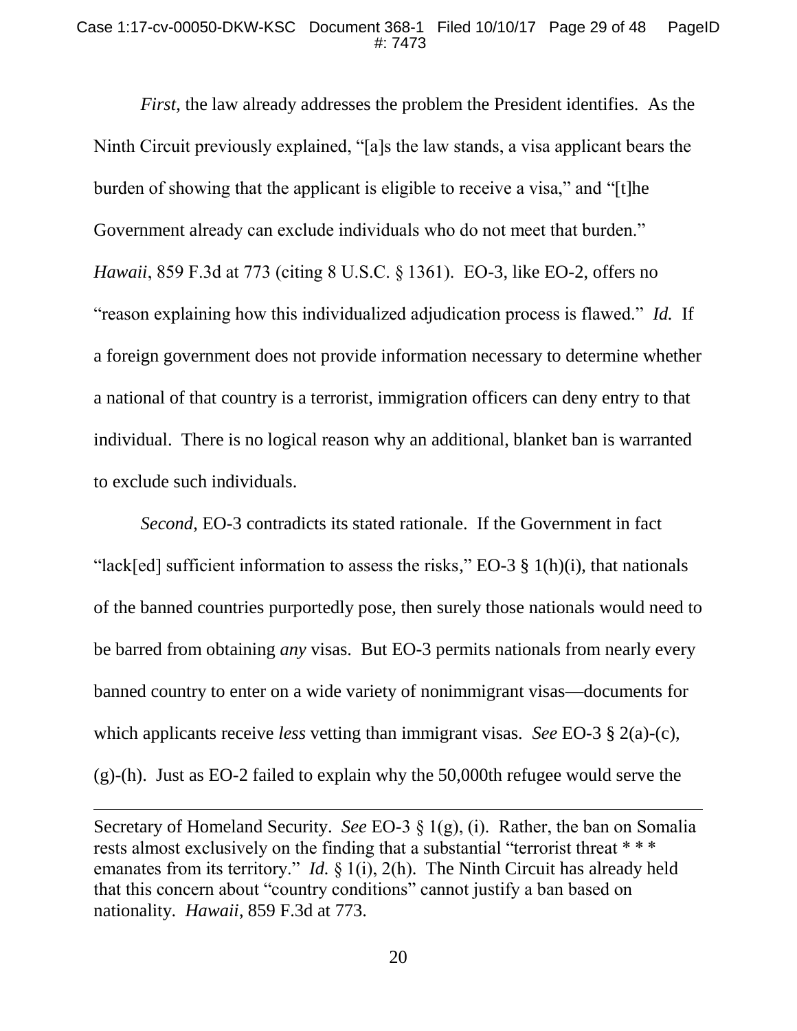*First*, the law already addresses the problem the President identifies. As the Ninth Circuit previously explained, "[a]s the law stands, a visa applicant bears the burden of showing that the applicant is eligible to receive a visa," and "[t]he Government already can exclude individuals who do not meet that burden." *Hawaii*, 859 F.3d at 773 (citing 8 U.S.C. § 1361). EO-3, like EO-2, offers no "reason explaining how this individualized adjudication process is flawed." *Id.* If a foreign government does not provide information necessary to determine whether a national of that country is a terrorist, immigration officers can deny entry to that individual. There is no logical reason why an additional, blanket ban is warranted to exclude such individuals.

*Second*, EO-3 contradicts its stated rationale. If the Government in fact "lack[ed] sufficient information to assess the risks," EO-3 § 1(h)(i), that nationals of the banned countries purportedly pose, then surely those nationals would need to be barred from obtaining *any* visas. But EO-3 permits nationals from nearly every banned country to enter on a wide variety of nonimmigrant visas—documents for which applicants receive *less* vetting than immigrant visas. *See* EO-3 § 2(a)-(c), (g)-(h). Just as EO-2 failed to explain why the 50,000th refugee would serve the

---

Secretary of Homeland Security. *See* EO-3 § 1(g), (i). Rather, the ban on Somalia rests almost exclusively on the finding that a substantial "terrorist threat * * * emanates from its territory." *Id.* § 1(i), 2(h). The Ninth Circuit has already held that this concern about "country conditions" cannot justify a ban based on nationality. *Hawaii*, 859 F.3d at 773.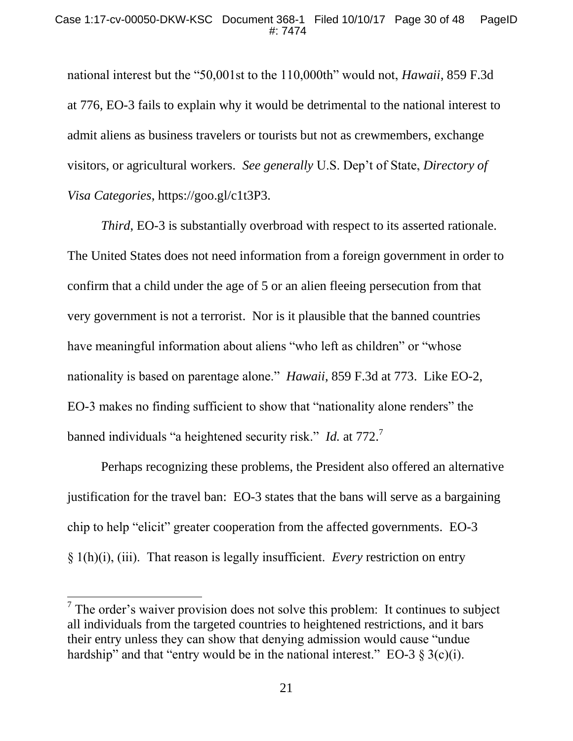national interest but the "50,001st to the 110,000th" would not, *Hawaii*, 859 F.3d at 776, EO-3 fails to explain why it would be detrimental to the national interest to admit aliens as business travelers or tourists but not as crewmembers, exchange visitors, or agricultural workers. *See generally* U.S. Dep't of State, *Directory of Visa Categories*, https://goo.gl/c1t3P3.

*Third*, EO-3 is substantially overbroad with respect to its asserted rationale. The United States does not need information from a foreign government in order to confirm that a child under the age of 5 or an alien fleeing persecution from that very government is not a terrorist. Nor is it plausible that the banned countries have meaningful information about aliens "who left as children" or "whose nationality is based on parentage alone." *Hawaii*, 859 F.3d at 773. Like EO-2, EO-3 makes no finding sufficient to show that "nationality alone renders" the banned individuals "a heightened security risk." *Id.* at 772.[7]

Perhaps recognizing these problems, the President also offered an alternative justification for the travel ban: EO-3 states that the bans will serve as a bargaining chip to help "elicit" greater cooperation from the affected governments. EO-3 § 1(h)(i), (iii). That reason is legally insufficient. *Every* restriction on entry

[7] The order's waiver provision does not solve this problem: It continues to subject all individuals from the targeted countries to heightened restrictions, and it bars their entry unless they can show that denying admission would cause "undue hardship" and that "entry would be in the national interest." EO-3 § 3(c)(i).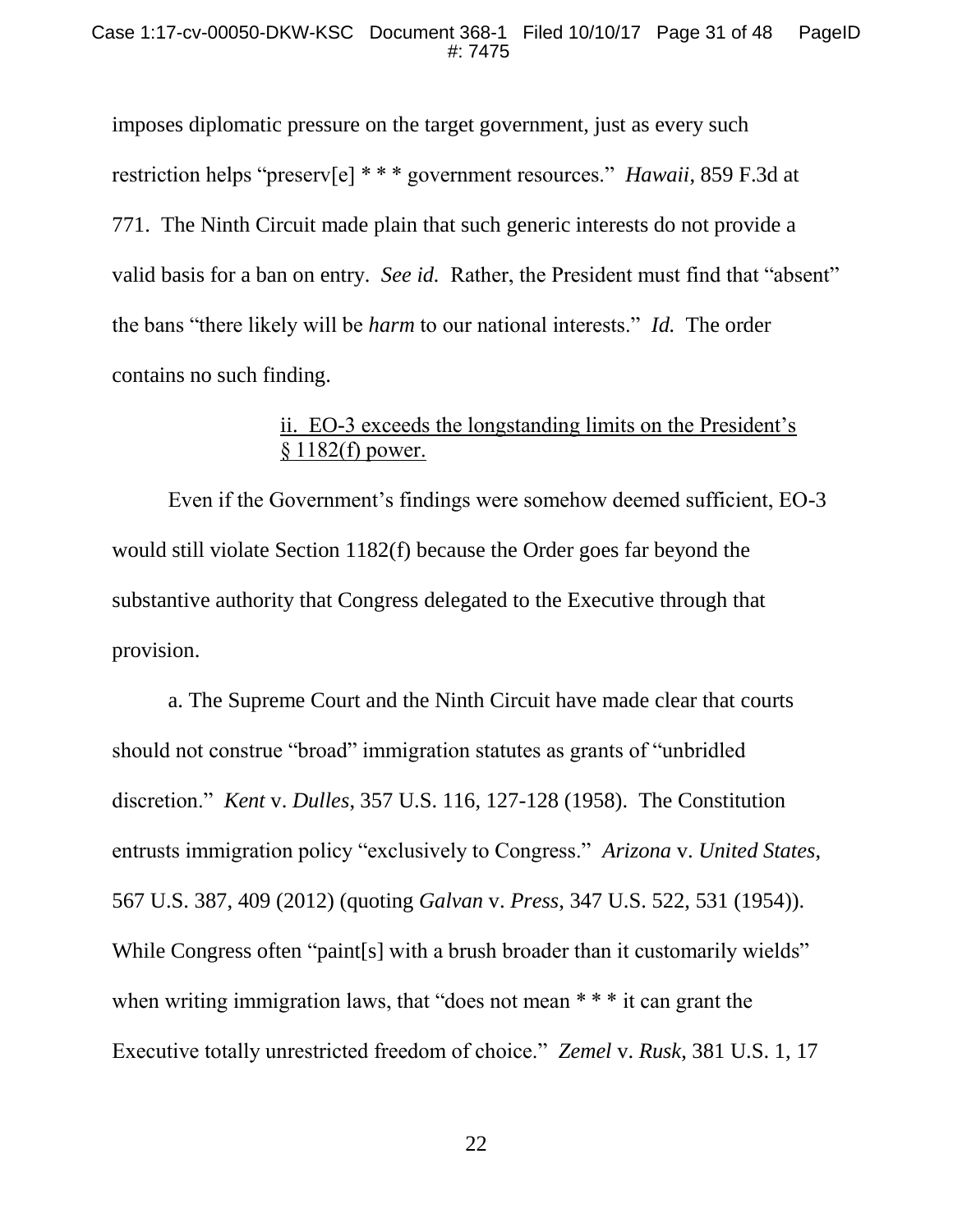imposes diplomatic pressure on the target government, just as every such restriction helps "preserv[e] * * * government resources." *Hawaii*, 859 F.3d at 771. The Ninth Circuit made plain that such generic interests do not provide a valid basis for a ban on entry. *See id.* Rather, the President must find that "absent" the bans "there likely will be *harm* to our national interests." *Id.* The order contains no such finding.

<u>ii. EO-3 exceeds the longstanding limits on the President's § 1182(f) power.</u>

Even if the Government's findings were somehow deemed sufficient, EO-3 would still violate Section 1182(f) because the Order goes far beyond the substantive authority that Congress delegated to the Executive through that provision.

a. The Supreme Court and the Ninth Circuit have made clear that courts should not construe "broad" immigration statutes as grants of "unbridled discretion." *Kent* v. *Dulles*, 357 U.S. 116, 127-128 (1958). The Constitution entrusts immigration policy "exclusively to Congress." *Arizona* v. *United States*, 567 U.S. 387, 409 (2012) (quoting *Galvan* v. *Press*, 347 U.S. 522, 531 (1954)). While Congress often "paint[s] with a brush broader than it customarily wields" when writing immigration laws, that "does not mean * * * it can grant the Executive totally unrestricted freedom of choice." *Zemel* v. *Rusk*, 381 U.S. 1, 17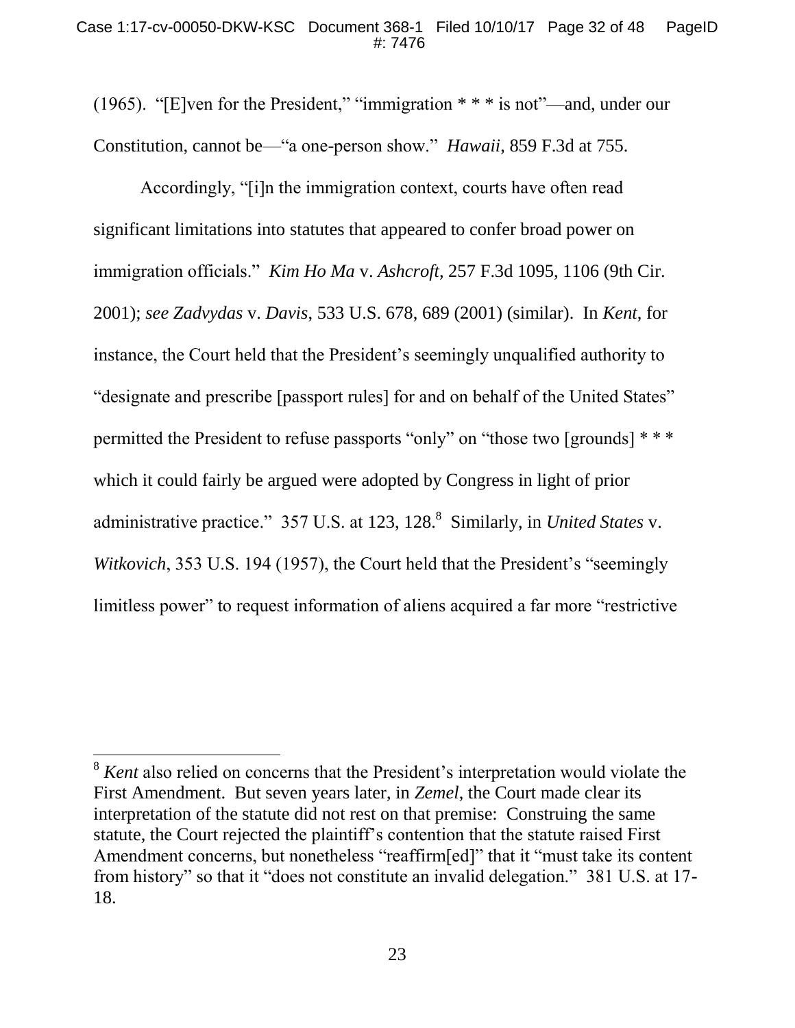(1965). "[E]ven for the President," "immigration * * * is not"—and, under our Constitution, cannot be—"a one-person show." *Hawaii*, 859 F.3d at 755.

Accordingly, "[i]n the immigration context, courts have often read significant limitations into statutes that appeared to confer broad power on immigration officials." *Kim Ho Ma* v. *Ashcroft*, 257 F.3d 1095, 1106 (9th Cir. 2001); *see Zadvydas* v. *Davis*, 533 U.S. 678, 689 (2001) (similar). In *Kent*, for instance, the Court held that the President's seemingly unqualified authority to "designate and prescribe [passport rules] for and on behalf of the United States" permitted the President to refuse passports "only" on "those two [grounds] * * * which it could fairly be argued were adopted by Congress in light of prior administrative practice." 357 U.S. at 123, 128.[8] Similarly, in *United States* v. *Witkovich*, 353 U.S. 194 (1957), the Court held that the President's "seemingly limitless power" to request information of aliens acquired a far more "restrictive

---

[8] *Kent* also relied on concerns that the President's interpretation would violate the First Amendment. But seven years later, in *Zemel*, the Court made clear its interpretation of the statute did not rest on that premise: Construing the same statute, the Court rejected the plaintiff's contention that the statute raised First Amendment concerns, but nonetheless "reaffirm[ed]" that it "must take its content from history" so that it "does not constitute an invalid delegation." 381 U.S. at 17-18.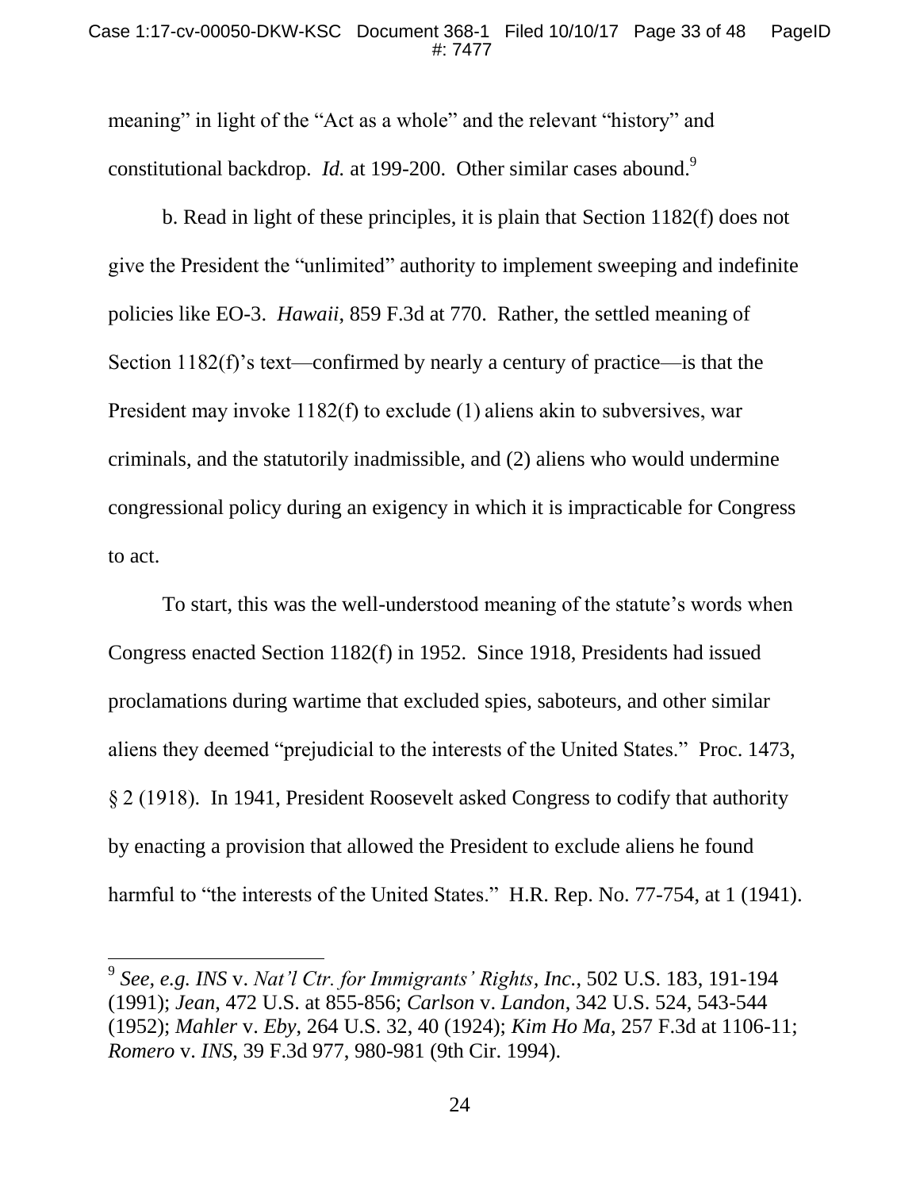meaning" in light of the "Act as a whole" and the relevant "history" and constitutional backdrop. *Id.* at 199-200. Other similar cases abound.[9]

b. Read in light of these principles, it is plain that Section 1182(f) does not give the President the "unlimited" authority to implement sweeping and indefinite policies like EO-3. *Hawaii*, 859 F.3d at 770. Rather, the settled meaning of Section 1182(f)'s text—confirmed by nearly a century of practice—is that the President may invoke 1182(f) to exclude (1) aliens akin to subversives, war criminals, and the statutorily inadmissible, and (2) aliens who would undermine congressional policy during an exigency in which it is impracticable for Congress to act.

To start, this was the well-understood meaning of the statute's words when Congress enacted Section 1182(f) in 1952. Since 1918, Presidents had issued proclamations during wartime that excluded spies, saboteurs, and other similar aliens they deemed "prejudicial to the interests of the United States." Proc. 1473, § 2 (1918). In 1941, President Roosevelt asked Congress to codify that authority by enacting a provision that allowed the President to exclude aliens he found harmful to "the interests of the United States." H.R. Rep. No. 77-754, at 1 (1941).

---

[9] *See, e.g. INS* v. *Nat'l Ctr. for Immigrants' Rights*, *Inc.*, 502 U.S. 183, 191-194 (1991); *Jean*, 472 U.S. at 855-856; *Carlson* v. *Landon*, 342 U.S. 524, 543-544 (1952); *Mahler* v. *Eby*, 264 U.S. 32, 40 (1924); *Kim Ho Ma*, 257 F.3d at 1106-11; *Romero* v. *INS*, 39 F.3d 977, 980-981 (9th Cir. 1994).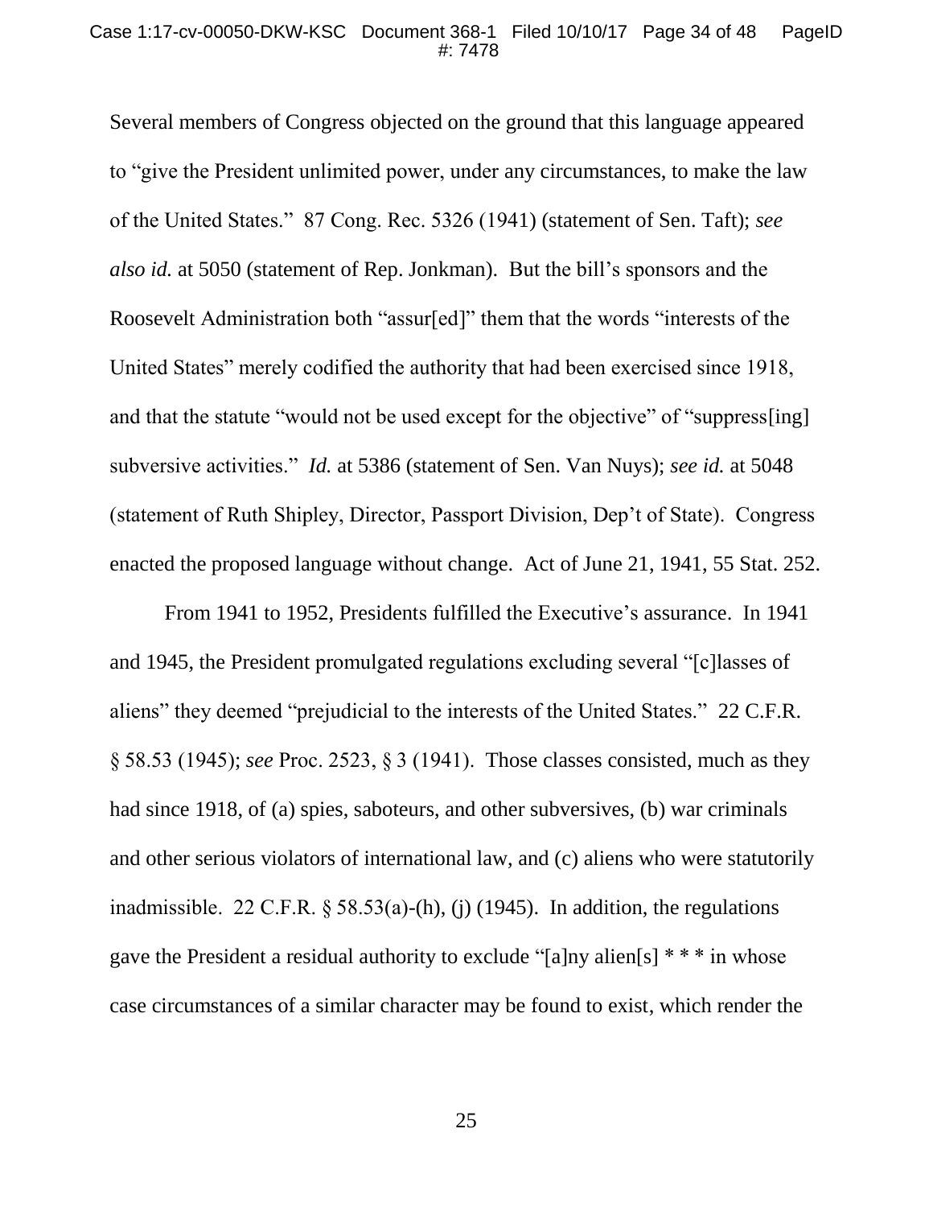Several members of Congress objected on the ground that this language appeared to "give the President unlimited power, under any circumstances, to make the law of the United States." 87 Cong. Rec. 5326 (1941) (statement of Sen. Taft); *see also id.* at 5050 (statement of Rep. Jonkman). But the bill's sponsors and the Roosevelt Administration both "assur[ed]" them that the words "interests of the United States" merely codified the authority that had been exercised since 1918, and that the statute "would not be used except for the objective" of "suppress[ing] subversive activities." *Id.* at 5386 (statement of Sen. Van Nuys); *see id.* at 5048 (statement of Ruth Shipley, Director, Passport Division, Dep't of State). Congress enacted the proposed language without change. Act of June 21, 1941, 55 Stat. 252.

From 1941 to 1952, Presidents fulfilled the Executive's assurance. In 1941 and 1945, the President promulgated regulations excluding several "[c]lasses of aliens" they deemed "prejudicial to the interests of the United States." 22 C.F.R. § 58.53 (1945); *see* Proc. 2523, § 3 (1941). Those classes consisted, much as they had since 1918, of (a) spies, saboteurs, and other subversives, (b) war criminals and other serious violators of international law, and (c) aliens who were statutorily inadmissible. 22 C.F.R. § 58.53(a)-(h), (j) (1945). In addition, the regulations gave the President a residual authority to exclude "[a]ny alien[s] * * * in whose case circumstances of a similar character may be found to exist, which render the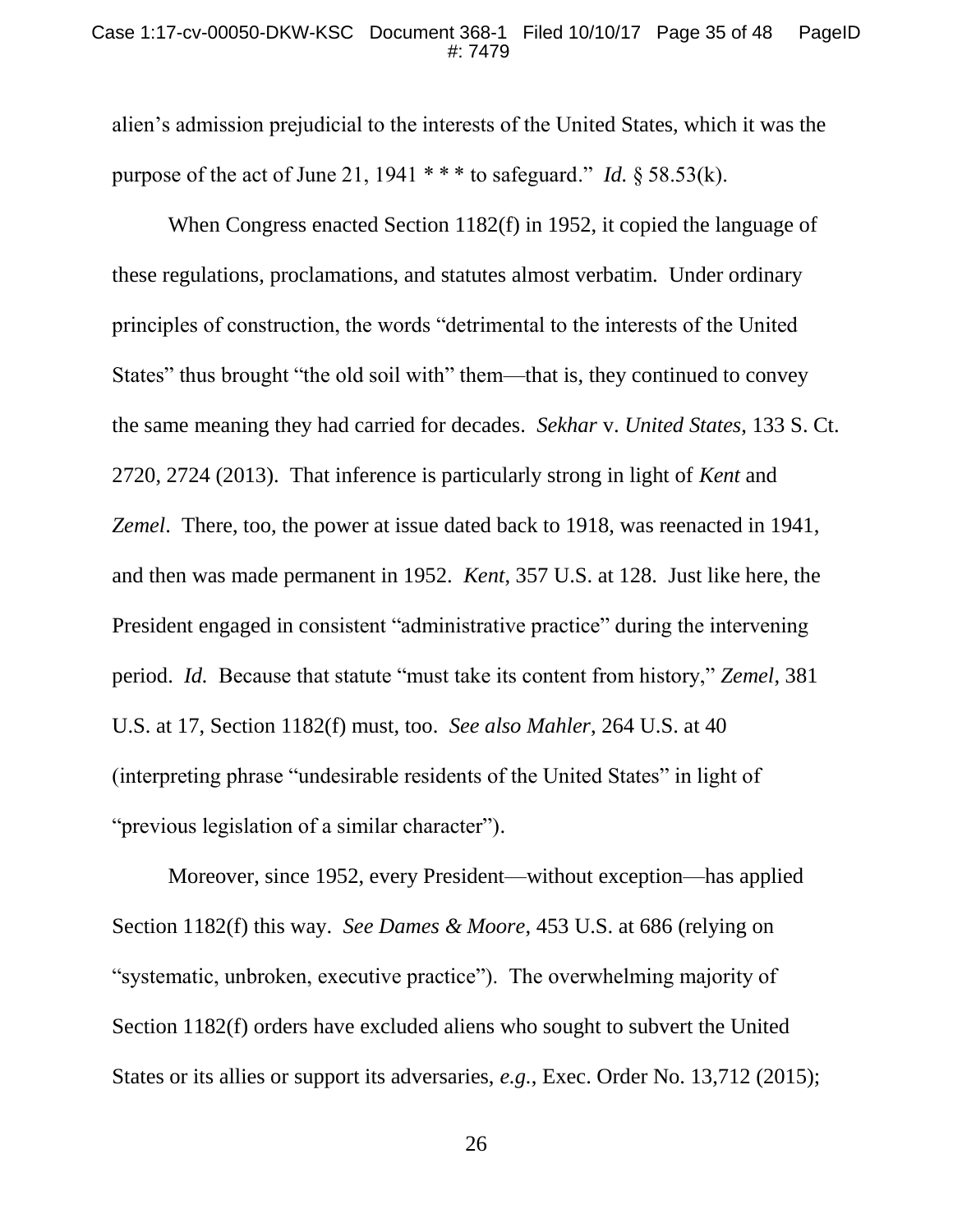alien's admission prejudicial to the interests of the United States, which it was the purpose of the act of June 21, 1941 * * * to safeguard." *Id.* § 58.53(k).

When Congress enacted Section 1182(f) in 1952, it copied the language of these regulations, proclamations, and statutes almost verbatim. Under ordinary principles of construction, the words "detrimental to the interests of the United States" thus brought "the old soil with" them—that is, they continued to convey the same meaning they had carried for decades. *Sekhar* v. *United States*, 133 S. Ct. 2720, 2724 (2013). That inference is particularly strong in light of *Kent* and *Zemel*. There, too, the power at issue dated back to 1918, was reenacted in 1941, and then was made permanent in 1952. *Kent*, 357 U.S. at 128. Just like here, the President engaged in consistent "administrative practice" during the intervening period. *Id.* Because that statute "must take its content from history," *Zemel*, 381 U.S. at 17, Section 1182(f) must, too. *See also Mahler*, 264 U.S. at 40 (interpreting phrase "undesirable residents of the United States" in light of "previous legislation of a similar character").

Moreover, since 1952, every President—without exception—has applied Section 1182(f) this way. *See Dames & Moore*, 453 U.S. at 686 (relying on "systematic, unbroken, executive practice"). The overwhelming majority of Section 1182(f) orders have excluded aliens who sought to subvert the United States or its allies or support its adversaries, *e.g.*, Exec. Order No. 13,712 (2015);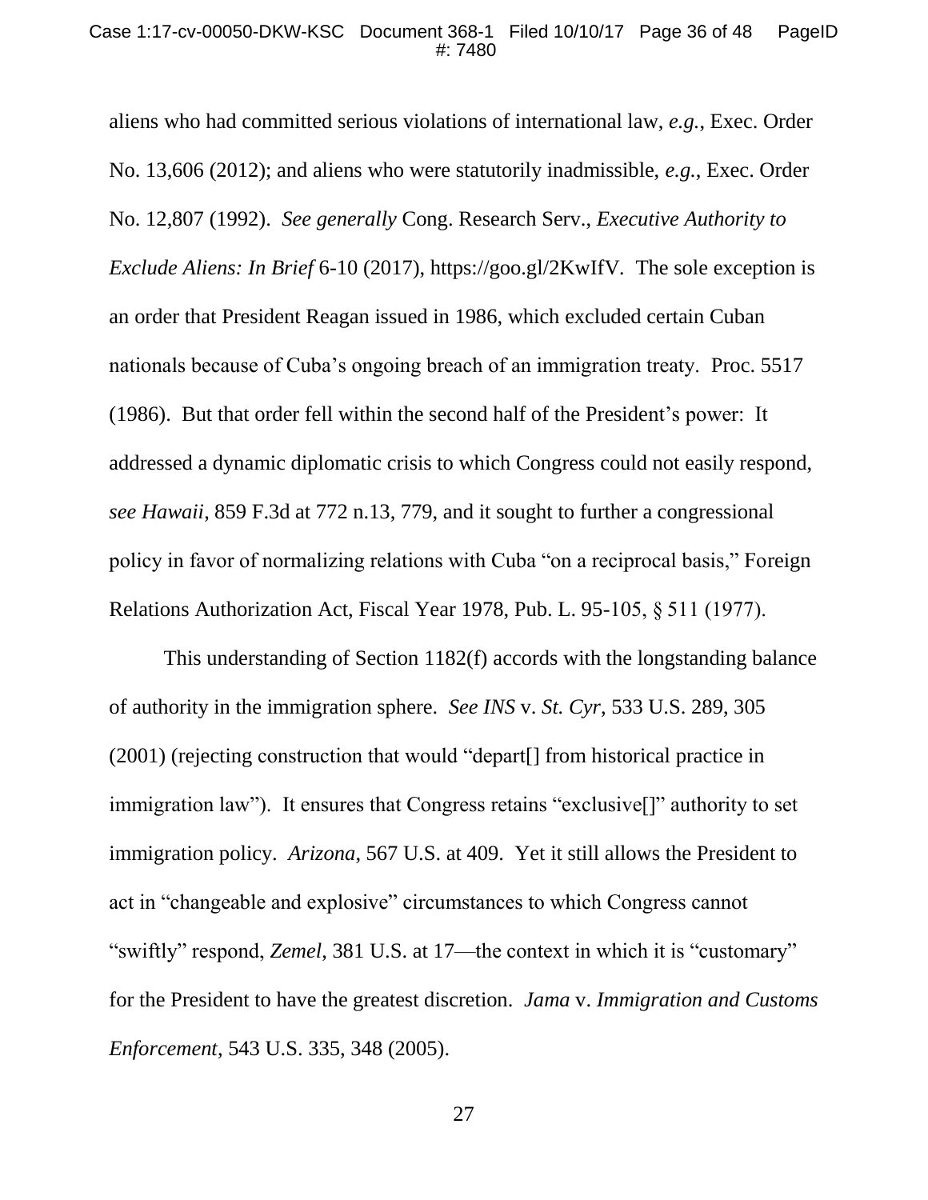aliens who had committed serious violations of international law, *e.g.*, Exec. Order No. 13,606 (2012); and aliens who were statutorily inadmissible, *e.g.*, Exec. Order No. 12,807 (1992). *See generally* Cong. Research Serv., *Executive Authority to Exclude Aliens: In Brief* 6-10 (2017), https://goo.gl/2KwIfV. The sole exception is an order that President Reagan issued in 1986, which excluded certain Cuban nationals because of Cuba's ongoing breach of an immigration treaty. Proc. 5517 (1986). But that order fell within the second half of the President's power: It addressed a dynamic diplomatic crisis to which Congress could not easily respond, *see Hawaii*, 859 F.3d at 772 n.13, 779, and it sought to further a congressional policy in favor of normalizing relations with Cuba "on a reciprocal basis," Foreign Relations Authorization Act, Fiscal Year 1978, Pub. L. 95-105, § 511 (1977).

This understanding of Section 1182(f) accords with the longstanding balance of authority in the immigration sphere. *See INS* v. *St. Cyr*, 533 U.S. 289, 305 (2001) (rejecting construction that would "depart[] from historical practice in immigration law"). It ensures that Congress retains "exclusive[]" authority to set immigration policy. *Arizona*, 567 U.S. at 409. Yet it still allows the President to act in "changeable and explosive" circumstances to which Congress cannot "swiftly" respond, *Zemel*, 381 U.S. at 17—the context in which it is "customary" for the President to have the greatest discretion. *Jama* v. *Immigration and Customs Enforcement*, 543 U.S. 335, 348 (2005).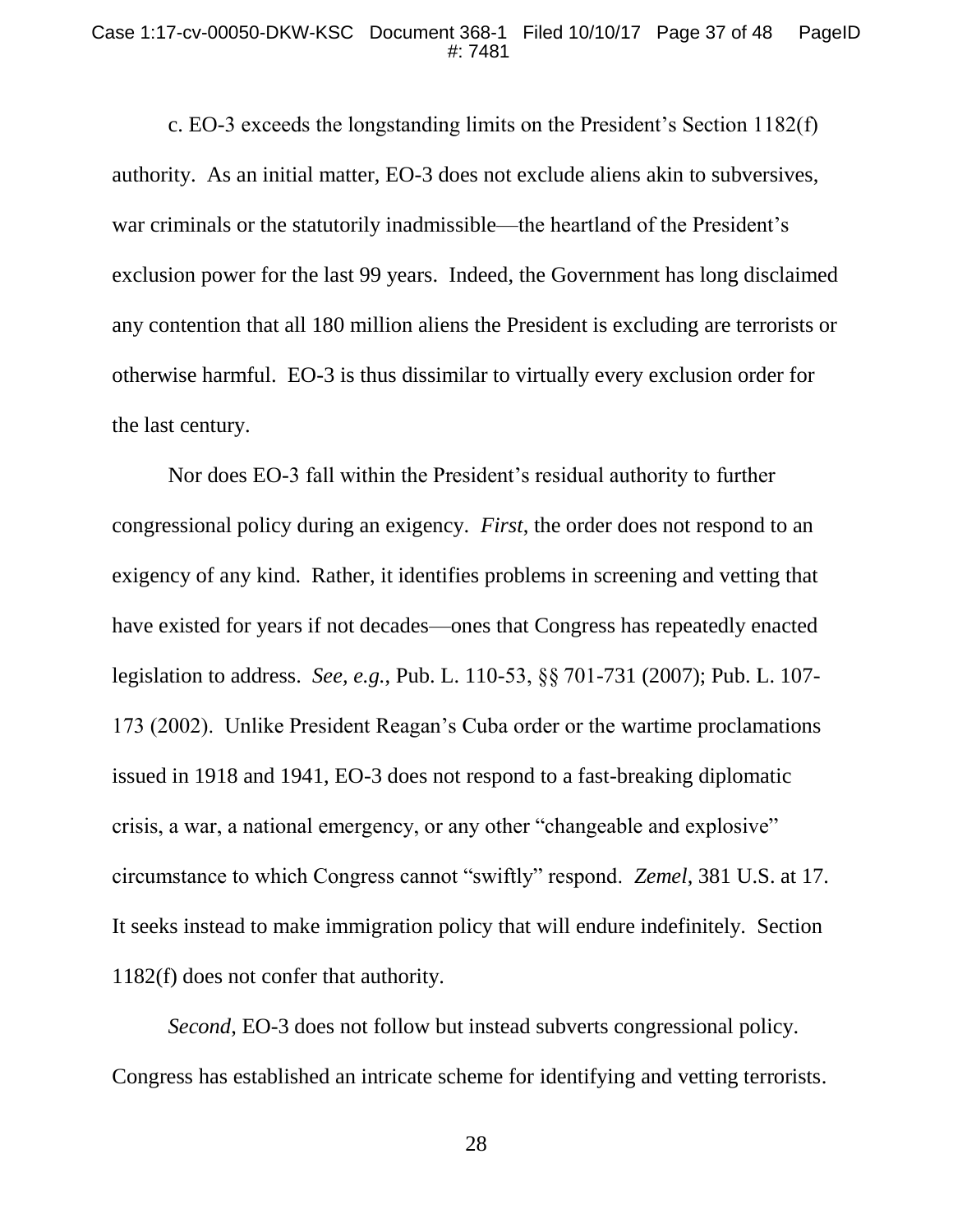c. EO-3 exceeds the longstanding limits on the President's Section 1182(f) authority. As an initial matter, EO-3 does not exclude aliens akin to subversives, war criminals or the statutorily inadmissible—the heartland of the President's exclusion power for the last 99 years. Indeed, the Government has long disclaimed any contention that all 180 million aliens the President is excluding are terrorists or otherwise harmful. EO-3 is thus dissimilar to virtually every exclusion order for the last century.

Nor does EO-3 fall within the President's residual authority to further congressional policy during an exigency. *First*, the order does not respond to an exigency of any kind. Rather, it identifies problems in screening and vetting that have existed for years if not decades—ones that Congress has repeatedly enacted legislation to address. *See, e.g.*, Pub. L. 110-53, §§ 701-731 (2007); Pub. L. 107-173 (2002). Unlike President Reagan's Cuba order or the wartime proclamations issued in 1918 and 1941, EO-3 does not respond to a fast-breaking diplomatic crisis, a war, a national emergency, or any other "changeable and explosive" circumstance to which Congress cannot "swiftly" respond. *Zemel*, 381 U.S. at 17. It seeks instead to make immigration policy that will endure indefinitely. Section 1182(f) does not confer that authority.

*Second*, EO-3 does not follow but instead subverts congressional policy. Congress has established an intricate scheme for identifying and vetting terrorists.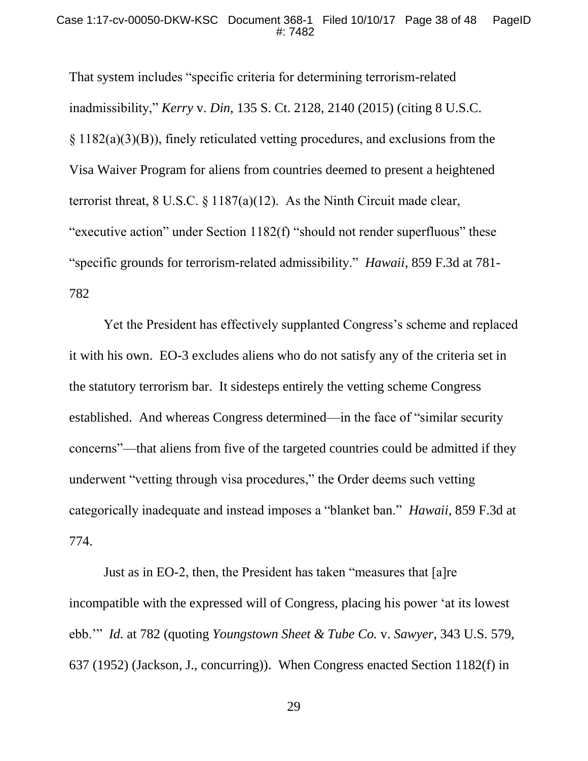That system includes "specific criteria for determining terrorism-related inadmissibility," *Kerry* v. *Din,* 135 S. Ct. 2128, 2140 (2015) (citing 8 U.S.C. § 1182(a)(3)(B)), finely reticulated vetting procedures, and exclusions from the Visa Waiver Program for aliens from countries deemed to present a heightened terrorist threat, 8 U.S.C. § 1187(a)(12). As the Ninth Circuit made clear, "executive action" under Section 1182(f) "should not render superfluous" these "specific grounds for terrorism-related admissibility." *Hawaii*, 859 F.3d at 781-782

Yet the President has effectively supplanted Congress's scheme and replaced it with his own. EO-3 excludes aliens who do not satisfy any of the criteria set in the statutory terrorism bar. It sidesteps entirely the vetting scheme Congress established. And whereas Congress determined—in the face of "similar security concerns"—that aliens from five of the targeted countries could be admitted if they underwent "vetting through visa procedures," the Order deems such vetting categorically inadequate and instead imposes a "blanket ban." *Hawaii*, 859 F.3d at 774.

Just as in EO-2, then, the President has taken "measures that [a]re incompatible with the expressed will of Congress, placing his power 'at its lowest ebb.'" *Id.* at 782 (quoting *Youngstown Sheet & Tube Co.* v. *Sawyer*, 343 U.S. 579, 637 (1952) (Jackson, J., concurring)). When Congress enacted Section 1182(f) in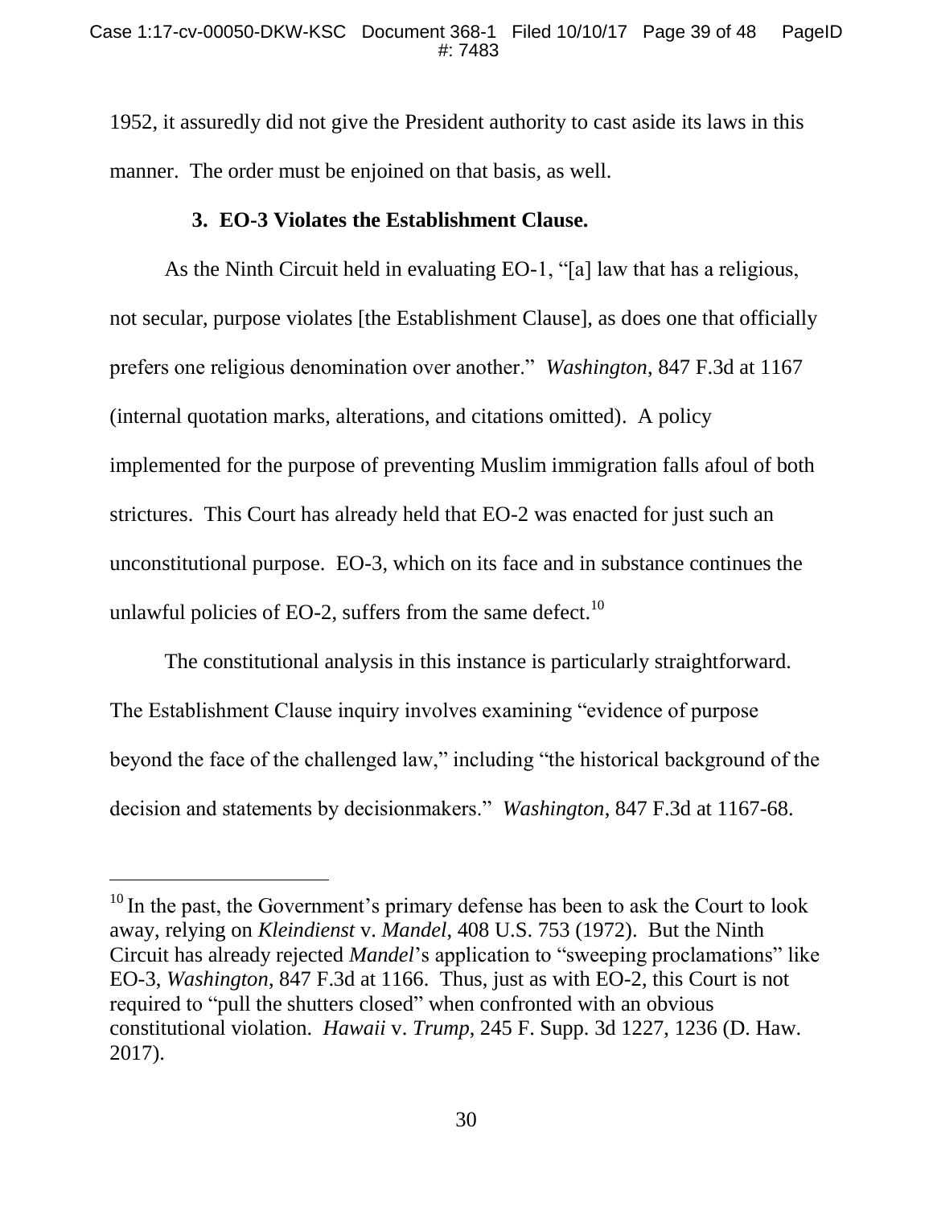1952, it assuredly did not give the President authority to cast aside its laws in this manner. The order must be enjoined on that basis, as well.

### 3. EO-3 Violates the Establishment Clause.

As the Ninth Circuit held in evaluating EO-1, "[a] law that has a religious, not secular, purpose violates [the Establishment Clause], as does one that officially prefers one religious denomination over another." *Washington*, 847 F.3d at 1167 (internal quotation marks, alterations, and citations omitted). A policy implemented for the purpose of preventing Muslim immigration falls afoul of both strictures. This Court has already held that EO-2 was enacted for just such an unconstitutional purpose. EO-3, which on its face and in substance continues the unlawful policies of EO-2, suffers from the same defect.[10]

The constitutional analysis in this instance is particularly straightforward. The Establishment Clause inquiry involves examining "evidence of purpose beyond the face of the challenged law," including "the historical background of the decision and statements by decisionmakers." *Washington*, 847 F.3d at 1167-68.

---

[10] In the past, the Government's primary defense has been to ask the Court to look away, relying on *Kleindienst* v. *Mandel*, 408 U.S. 753 (1972). But the Ninth Circuit has already rejected *Mandel*'s application to "sweeping proclamations" like EO-3, *Washington*, 847 F.3d at 1166. Thus, just as with EO-2, this Court is not required to "pull the shutters closed" when confronted with an obvious constitutional violation. *Hawaii* v. *Trump*, 245 F. Supp. 3d 1227, 1236 (D. Haw. 2017).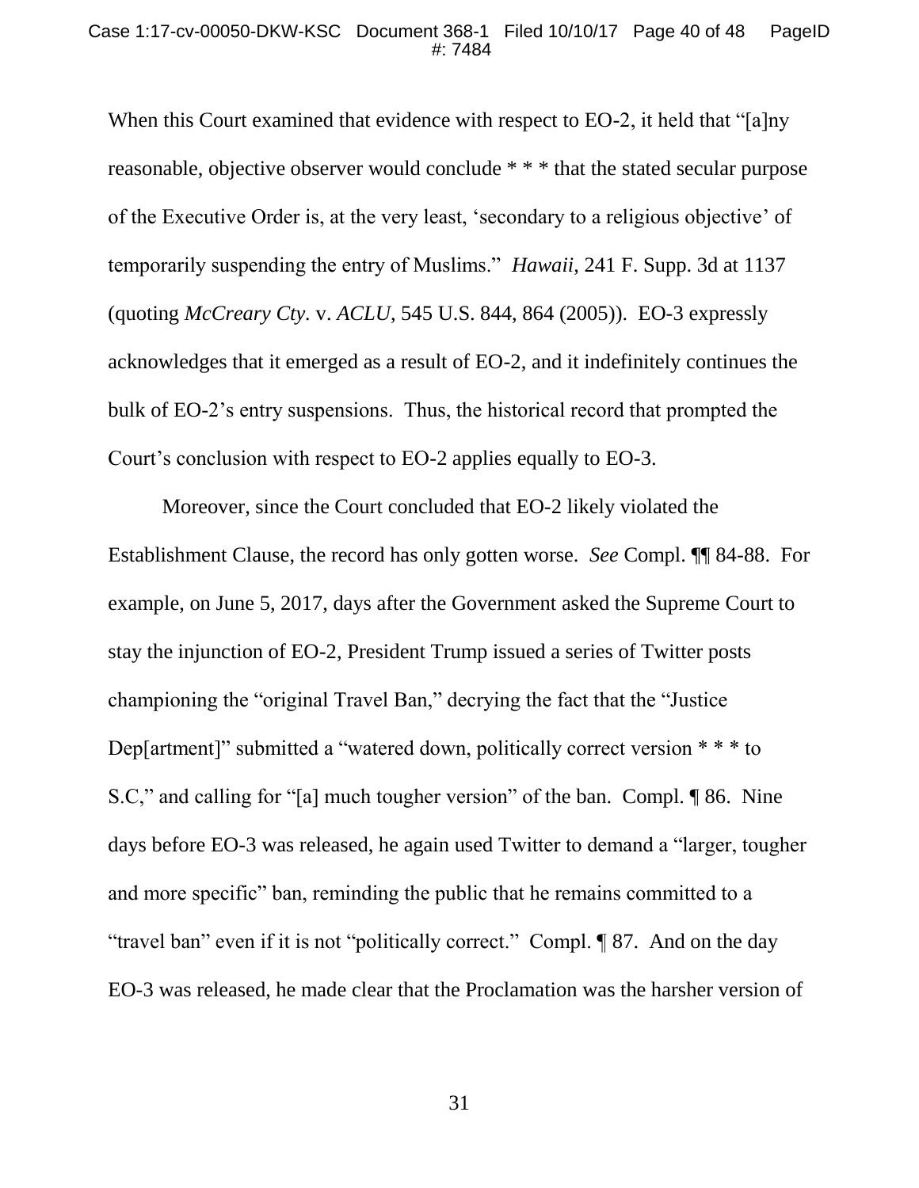When this Court examined that evidence with respect to EO-2, it held that "[a]ny reasonable, objective observer would conclude * * * that the stated secular purpose of the Executive Order is, at the very least, 'secondary to a religious objective' of temporarily suspending the entry of Muslims." *Hawaii*, 241 F. Supp. 3d at 1137 (quoting *McCreary Cty.* v. *ACLU*, 545 U.S. 844, 864 (2005)). EO-3 expressly acknowledges that it emerged as a result of EO-2, and it indefinitely continues the bulk of EO-2's entry suspensions. Thus, the historical record that prompted the Court's conclusion with respect to EO-2 applies equally to EO-3.

Moreover, since the Court concluded that EO-2 likely violated the Establishment Clause, the record has only gotten worse. *See* Compl. ¶¶ 84-88. For example, on June 5, 2017, days after the Government asked the Supreme Court to stay the injunction of EO-2, President Trump issued a series of Twitter posts championing the "original Travel Ban," decrying the fact that the "Justice Dep[artment]" submitted a "watered down, politically correct version * * * to S.C," and calling for "[a] much tougher version" of the ban. Compl. ¶ 86. Nine days before EO-3 was released, he again used Twitter to demand a "larger, tougher and more specific" ban, reminding the public that he remains committed to a "travel ban" even if it is not "politically correct." Compl. ¶ 87. And on the day EO-3 was released, he made clear that the Proclamation was the harsher version of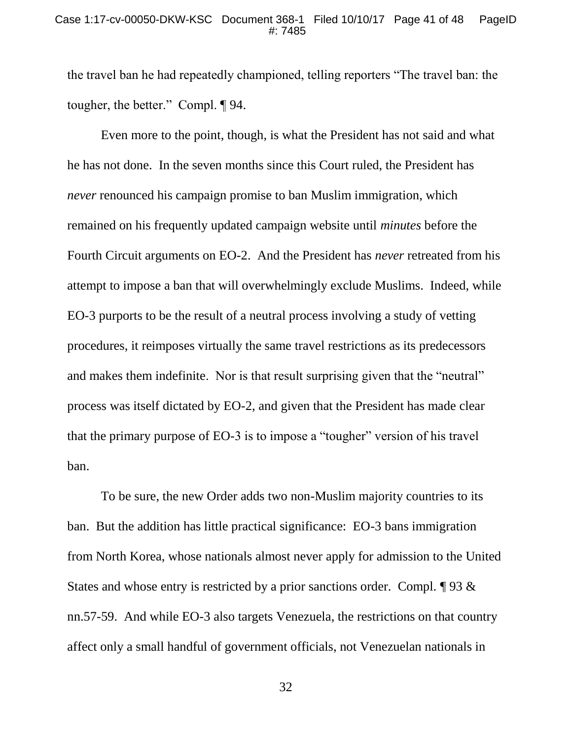the travel ban he had repeatedly championed, telling reporters "The travel ban: the tougher, the better." Compl. ¶ 94.

Even more to the point, though, is what the President has not said and what he has not done. In the seven months since this Court ruled, the President has *never* renounced his campaign promise to ban Muslim immigration, which remained on his frequently updated campaign website until *minutes* before the Fourth Circuit arguments on EO-2. And the President has *never* retreated from his attempt to impose a ban that will overwhelmingly exclude Muslims. Indeed, while EO-3 purports to be the result of a neutral process involving a study of vetting procedures, it reimposes virtually the same travel restrictions as its predecessors and makes them indefinite. Nor is that result surprising given that the "neutral" process was itself dictated by EO-2, and given that the President has made clear that the primary purpose of EO-3 is to impose a "tougher" version of his travel ban.

To be sure, the new Order adds two non-Muslim majority countries to its ban. But the addition has little practical significance: EO-3 bans immigration from North Korea, whose nationals almost never apply for admission to the United States and whose entry is restricted by a prior sanctions order. Compl. ¶ 93 & nn.57-59. And while EO-3 also targets Venezuela, the restrictions on that country affect only a small handful of government officials, not Venezuelan nationals in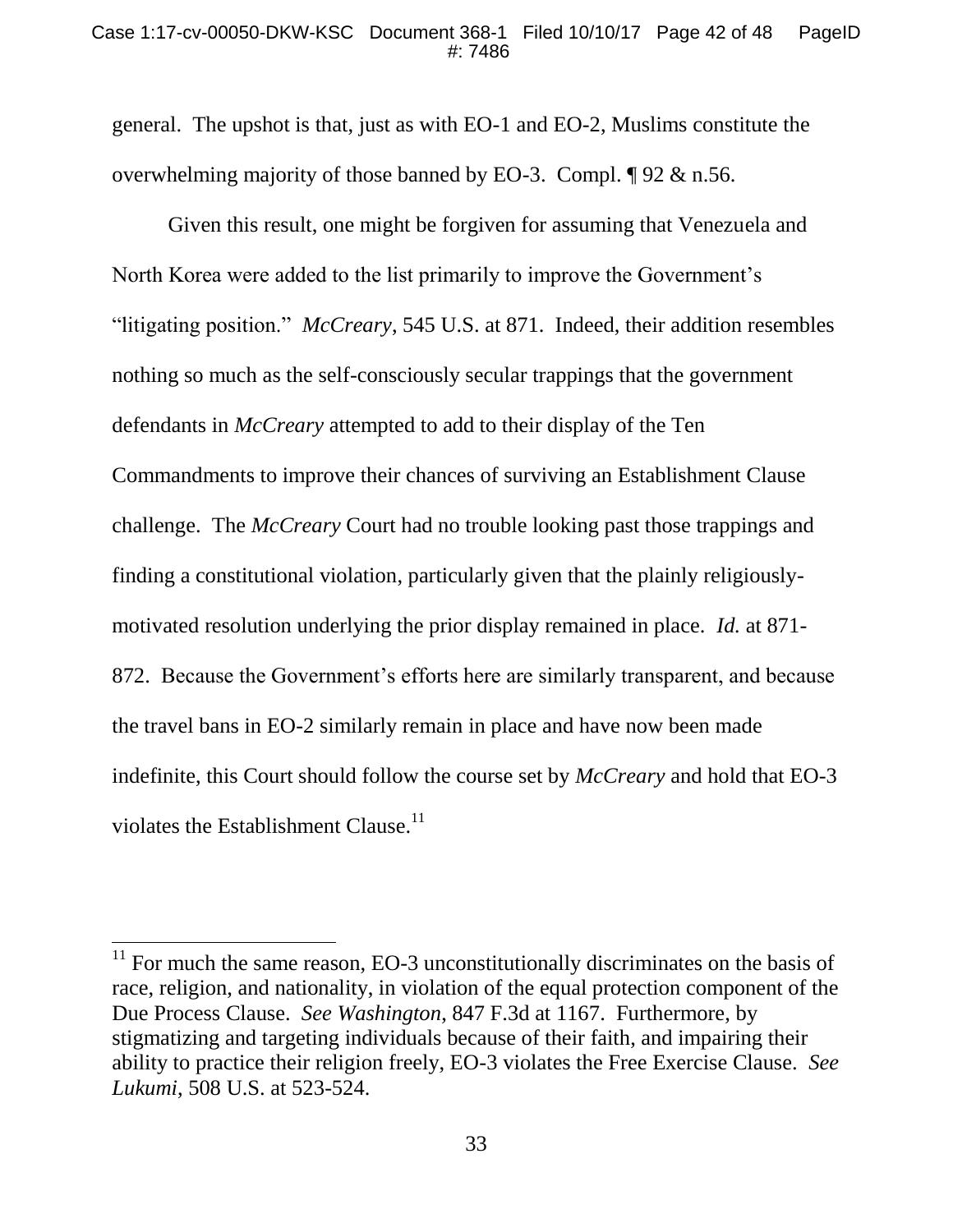general. The upshot is that, just as with EO-1 and EO-2, Muslims constitute the overwhelming majority of those banned by EO-3. Compl. ¶ 92 & n.56.

Given this result, one might be forgiven for assuming that Venezuela and North Korea were added to the list primarily to improve the Government's "litigating position." *McCreary*, 545 U.S. at 871. Indeed, their addition resembles nothing so much as the self-consciously secular trappings that the government defendants in *McCreary* attempted to add to their display of the Ten Commandments to improve their chances of surviving an Establishment Clause challenge. The *McCreary* Court had no trouble looking past those trappings and finding a constitutional violation, particularly given that the plainly religiously-motivated resolution underlying the prior display remained in place. *Id.* at 871-872. Because the Government's efforts here are similarly transparent, and because the travel bans in EO-2 similarly remain in place and have now been made indefinite, this Court should follow the course set by *McCreary* and hold that EO-3 violates the Establishment Clause.[11]

---

[11] For much the same reason, EO-3 unconstitutionally discriminates on the basis of race, religion, and nationality, in violation of the equal protection component of the Due Process Clause. *See Washington*, 847 F.3d at 1167. Furthermore, by stigmatizing and targeting individuals because of their faith, and impairing their ability to practice their religion freely, EO-3 violates the Free Exercise Clause. *See Lukumi*, 508 U.S. at 523-524.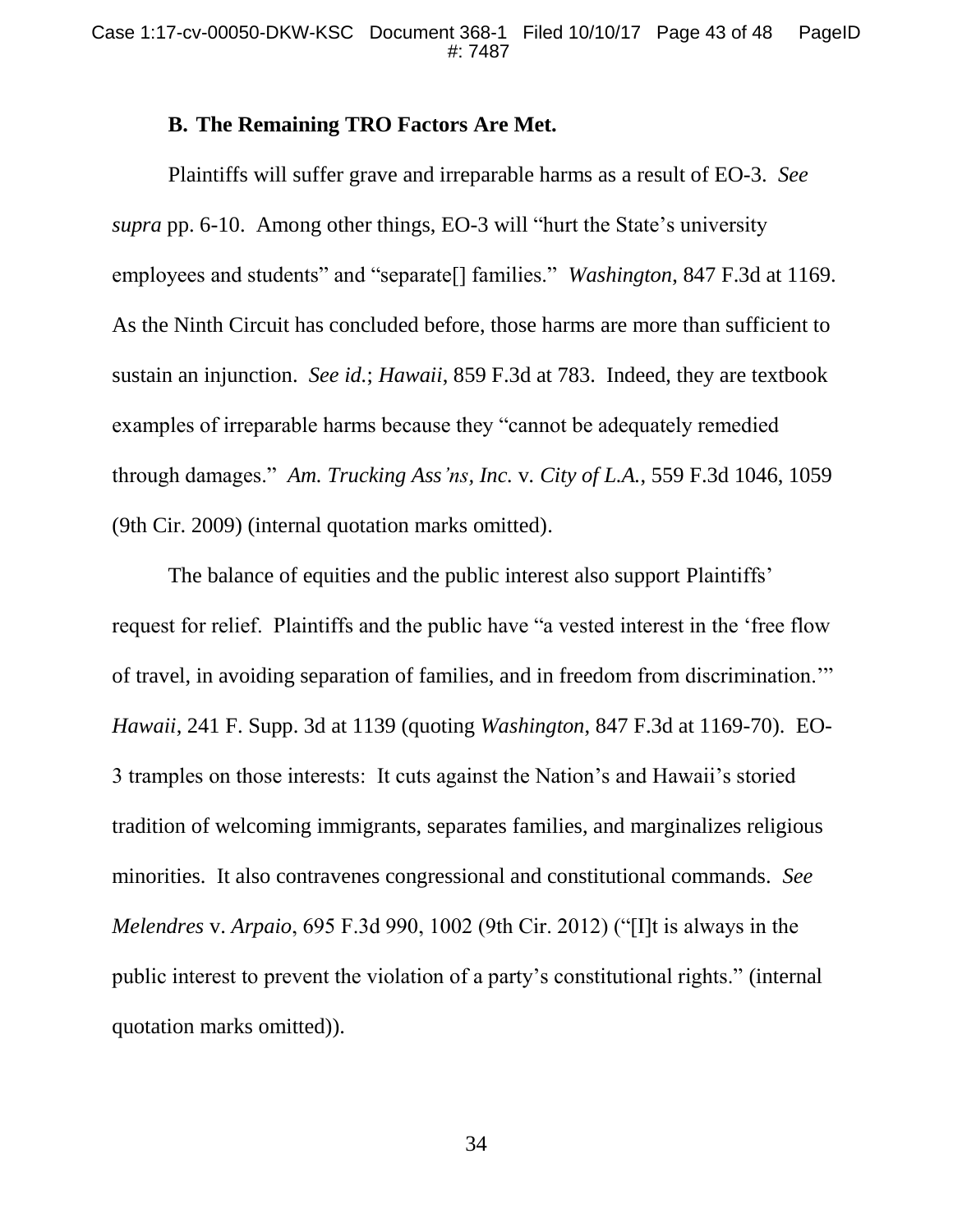### B. The Remaining TRO Factors Are Met.

Plaintiffs will suffer grave and irreparable harms as a result of EO-3. *See supra* pp. 6-10. Among other things, EO-3 will "hurt the State's university employees and students" and "separate[] families." *Washington*, 847 F.3d at 1169. As the Ninth Circuit has concluded before, those harms are more than sufficient to sustain an injunction. *See id.*; *Hawaii*, 859 F.3d at 783. Indeed, they are textbook examples of irreparable harms because they "cannot be adequately remedied through damages." *Am. Trucking Ass'ns, Inc.* v. *City of L.A.*, 559 F.3d 1046, 1059 (9th Cir. 2009) (internal quotation marks omitted).

The balance of equities and the public interest also support Plaintiffs' request for relief. Plaintiffs and the public have "a vested interest in the 'free flow of travel, in avoiding separation of families, and in freedom from discrimination.'" *Hawaii*, 241 F. Supp. 3d at 1139 (quoting *Washington*, 847 F.3d at 1169-70). EO-3 tramples on those interests: It cuts against the Nation's and Hawaii's storied tradition of welcoming immigrants, separates families, and marginalizes religious minorities. It also contravenes congressional and constitutional commands. *See Melendres* v. *Arpaio*, 695 F.3d 990, 1002 (9th Cir. 2012) ("[I]t is always in the public interest to prevent the violation of a party's constitutional rights." (internal quotation marks omitted)).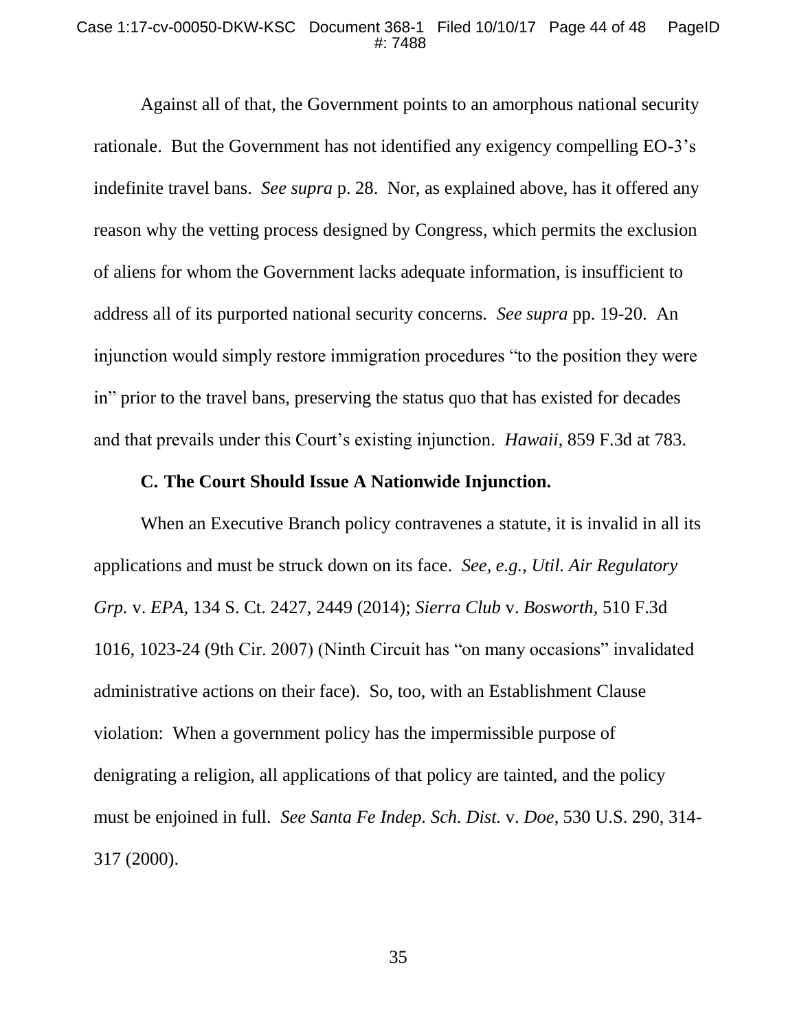Against all of that, the Government points to an amorphous national security rationale. But the Government has not identified any exigency compelling EO-3's indefinite travel bans. *See supra* p. 28. Nor, as explained above, has it offered any reason why the vetting process designed by Congress, which permits the exclusion of aliens for whom the Government lacks adequate information, is insufficient to address all of its purported national security concerns. *See supra* pp. 19-20. An injunction would simply restore immigration procedures "to the position they were in" prior to the travel bans, preserving the status quo that has existed for decades and that prevails under this Court's existing injunction. *Hawaii*, 859 F.3d at 783.

**C. The Court Should Issue A Nationwide Injunction.**

When an Executive Branch policy contravenes a statute, it is invalid in all its applications and must be struck down on its face. *See, e.g.*, *Util. Air Regulatory Grp.* v. *EPA*, 134 S. Ct. 2427, 2449 (2014); *Sierra Club* v. *Bosworth*, 510 F.3d 1016, 1023-24 (9th Cir. 2007) (Ninth Circuit has "on many occasions" invalidated administrative actions on their face). So, too, with an Establishment Clause violation: When a government policy has the impermissible purpose of denigrating a religion, all applications of that policy are tainted, and the policy must be enjoined in full. *See Santa Fe Indep. Sch. Dist.* v. *Doe*, 530 U.S. 290, 314-317 (2000).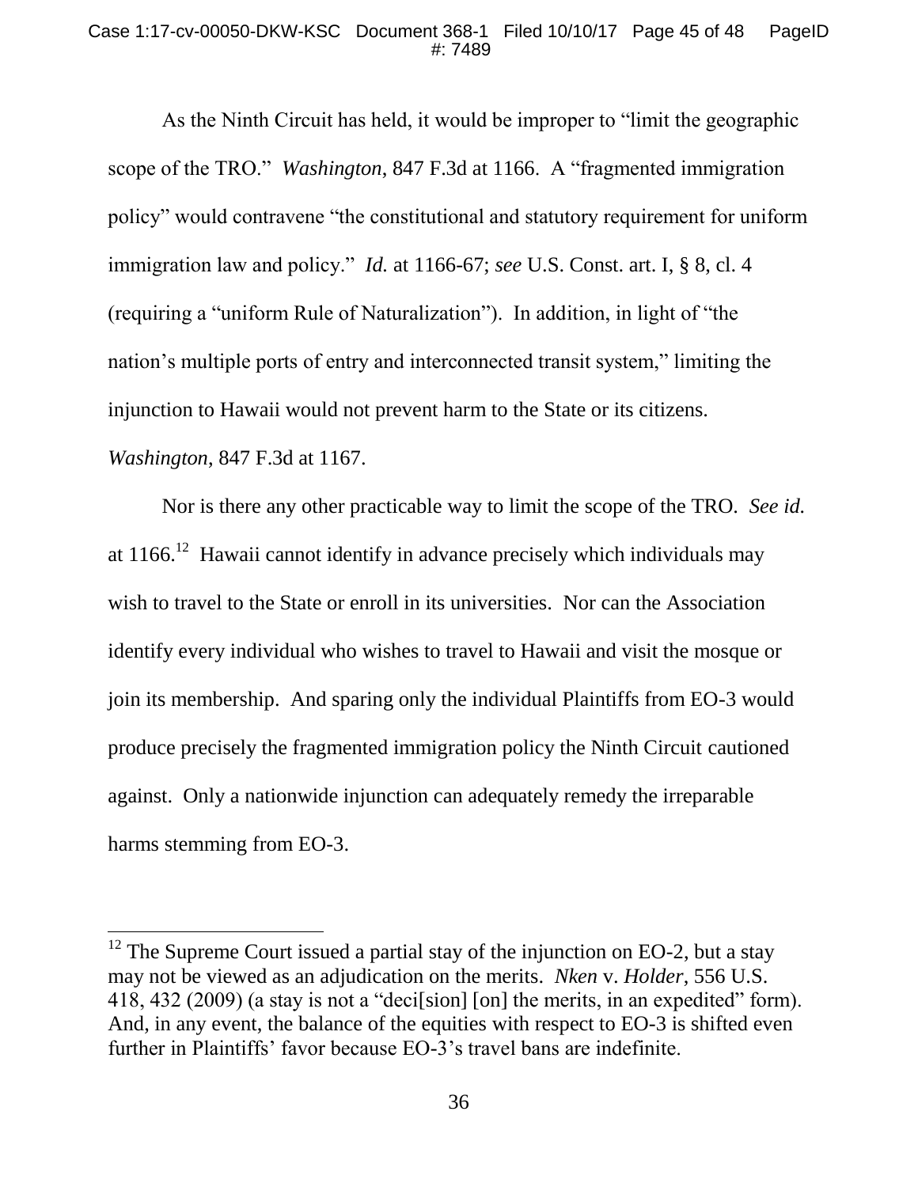As the Ninth Circuit has held, it would be improper to "limit the geographic scope of the TRO." *Washington*, 847 F.3d at 1166. A "fragmented immigration policy" would contravene "the constitutional and statutory requirement for uniform immigration law and policy." *Id.* at 1166-67; *see* U.S. Const. art. I, § 8, cl. 4 (requiring a "uniform Rule of Naturalization"). In addition, in light of "the nation's multiple ports of entry and interconnected transit system," limiting the injunction to Hawaii would not prevent harm to the State or its citizens. *Washington*, 847 F.3d at 1167.

Nor is there any other practicable way to limit the scope of the TRO. *See id.* at 1166.[12] Hawaii cannot identify in advance precisely which individuals may wish to travel to the State or enroll in its universities. Nor can the Association identify every individual who wishes to travel to Hawaii and visit the mosque or join its membership. And sparing only the individual Plaintiffs from EO-3 would produce precisely the fragmented immigration policy the Ninth Circuit cautioned against. Only a nationwide injunction can adequately remedy the irreparable harms stemming from EO-3.

---

[12] The Supreme Court issued a partial stay of the injunction on EO-2, but a stay may not be viewed as an adjudication on the merits. *Nken* v. *Holder*, 556 U.S. 418, 432 (2009) (a stay is not a "deci[sion] [on] the merits, in an expedited" form). And, in any event, the balance of the equities with respect to EO-3 is shifted even further in Plaintiffs' favor because EO-3's travel bans are indefinite.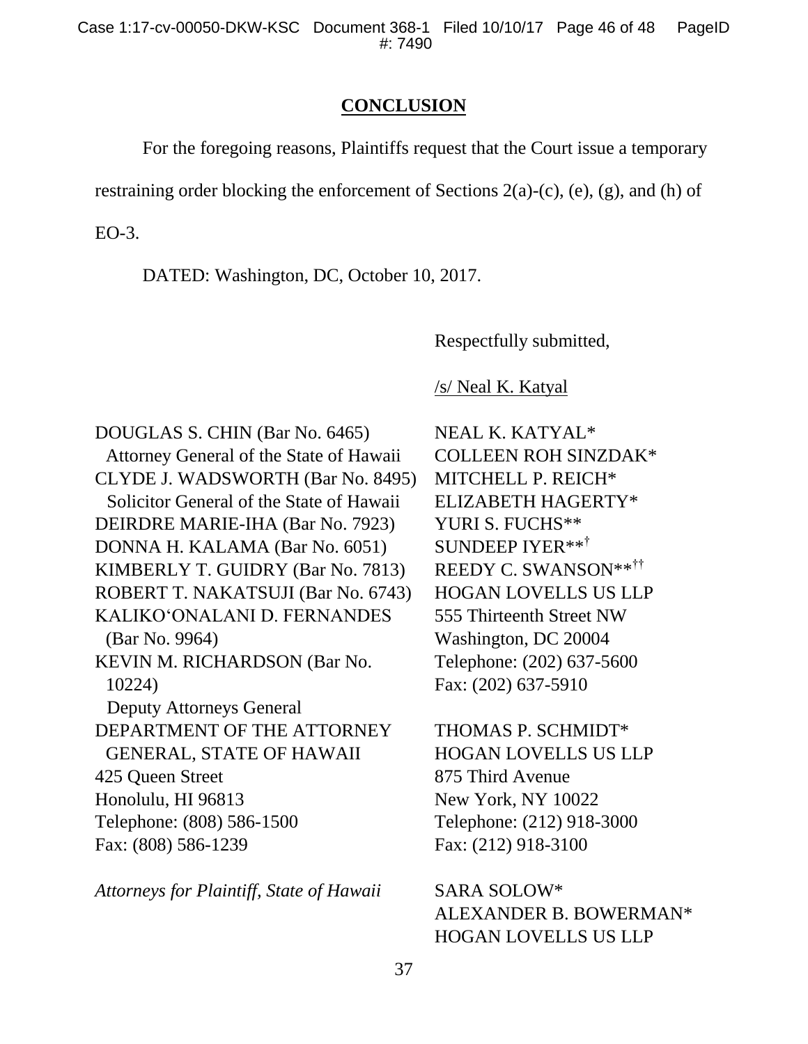## CONCLUSION

For the foregoing reasons, Plaintiffs request that the Court issue a temporary restraining order blocking the enforcement of Sections 2(a)-(c), (e), (g), and (h) of EO-3.

DATED: Washington, DC, October 10, 2017.

Respectfully submitted,

/s/ Neal K. Katyal

DOUGLAS S. CHIN (Bar No. 6465)
Attorney General of the State of Hawaii
CLYDE J. WADSWORTH (Bar No. 8495)
Solicitor General of the State of Hawaii
DEIRDRE MARIE-IHA (Bar No. 7923)
DONNA H. KALAMA (Bar No. 6051)
KIMBERLY T. GUIDRY (Bar No. 7813)
ROBERT T. NAKATSUJI (Bar No. 6743)
KALIKO'ONALANI D. FERNANDES (Bar No. 9964)
KEVIN M. RICHARDSON (Bar No. 10224)
Deputy Attorneys General
DEPARTMENT OF THE ATTORNEY GENERAL, STATE OF HAWAII
425 Queen Street
Honolulu, HI 96813
Telephone: (808) 586-1500
Fax: (808) 586-1239

*Attorneys for Plaintiff, State of Hawaii*

NEAL K. KATYAL*
COLLEEN ROH SINZDAK*
MITCHELL P. REICH*
ELIZABETH HAGERTY*
YURI S. FUCHS**
SUNDEEP IYER**†
REEDY C. SWANSON**††
HOGAN LOVELLS US LLP
555 Thirteenth Street NW
Washington, DC 20004
Telephone: (202) 637-5600
Fax: (202) 637-5910

THOMAS P. SCHMIDT*
HOGAN LOVELLS US LLP
875 Third Avenue
New York, NY 10022
Telephone: (212) 918-3000
Fax: (212) 918-3100

SARA SOLOW*
ALEXANDER B. BOWERMAN*
HOGAN LOVELLS US LLP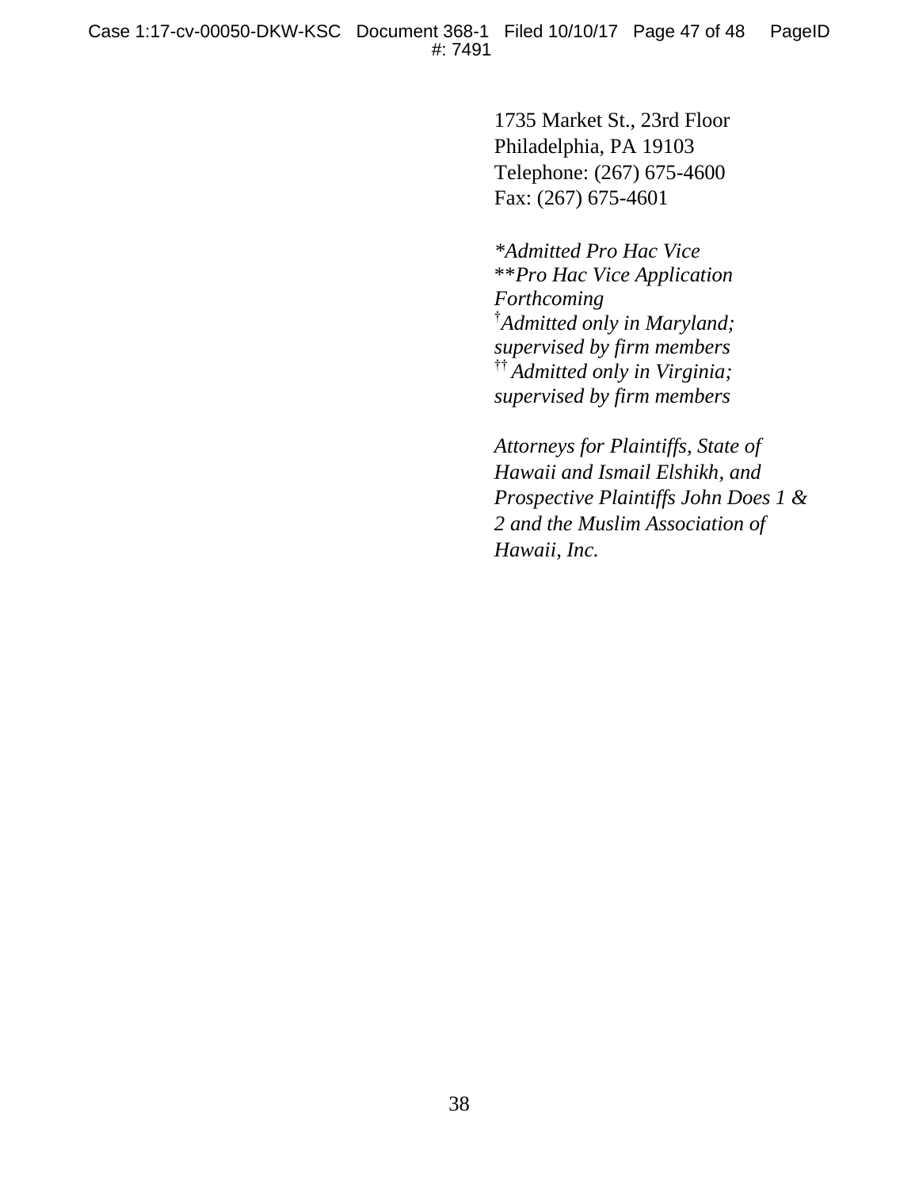1735 Market St., 23rd Floor
Philadelphia, PA 19103
Telephone: (267) 675-4600
Fax: (267) 675-4601

*\*Admitted Pro Hac Vice*
*\*\*Pro Hac Vice Application Forthcoming*
†*Admitted only in Maryland; supervised by firm members*
†† *Admitted only in Virginia; supervised by firm members*

*Attorneys for Plaintiffs, State of Hawaii and Ismail Elshikh, and Prospective Plaintiffs John Does 1 & 2 and the Muslim Association of Hawaii, Inc.*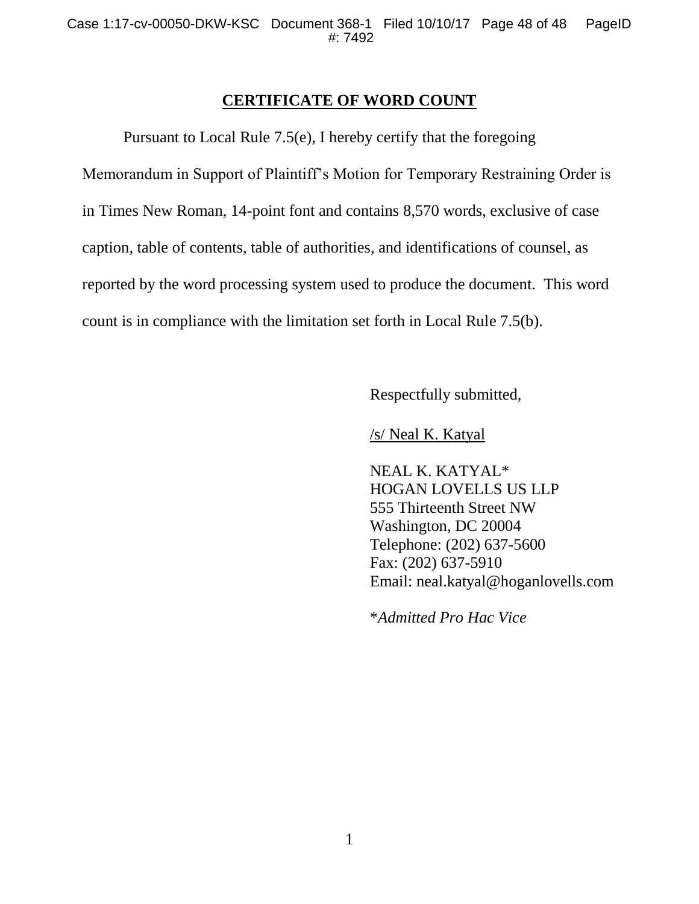## **CERTIFICATE OF WORD COUNT**

Pursuant to Local Rule 7.5(e), I hereby certify that the foregoing Memorandum in Support of Plaintiff's Motion for Temporary Restraining Order is in Times New Roman, 14-point font and contains 8,570 words, exclusive of case caption, table of contents, table of authorities, and identifications of counsel, as reported by the word processing system used to produce the document. This word count is in compliance with the limitation set forth in Local Rule 7.5(b).

Respectfully submitted,

/s/ Neal K. Katyal

NEAL K. KATYAL*
HOGAN LOVELLS US LLP
555 Thirteenth Street NW
Washington, DC 20004
Telephone: (202) 637-5600
Fax: (202) 637-5910
Email: neal.katyal@hoganlovells.com

**Admitted Pro Hac Vice*